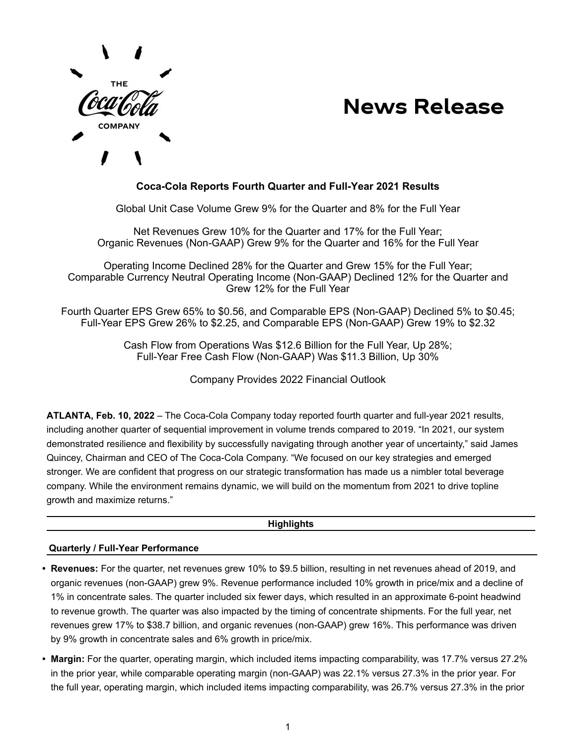# News Release

**Coca-Cola Reports Fourth Quarter and Full-Year 2021 Results**

Global Unit Case Volume Grew 9% for the Quarter and 8% for the Full Year

Net Revenues Grew 10% for the Quarter and 17% for the Full Year;
Organic Revenues (Non-GAAP) Grew 9% for the Quarter and 16% for the Full Year

Operating Income Declined 28% for the Quarter and Grew 15% for the Full Year;
Comparable Currency Neutral Operating Income (Non-GAAP) Declined 12% for the Quarter and Grew 12% for the Full Year

Fourth Quarter EPS Grew 65% to $0.56, and Comparable EPS (Non-GAAP) Declined 5% to $0.45;
Full-Year EPS Grew 26% to $2.25, and Comparable EPS (Non-GAAP) Grew 19% to $2.32

Cash Flow from Operations Was $12.6 Billion for the Full Year, Up 28%;
Full-Year Free Cash Flow (Non-GAAP) Was $11.3 Billion, Up 30%

Company Provides 2022 Financial Outlook

**ATLANTA, Feb. 10, 2022** – The Coca-Cola Company today reported fourth quarter and full-year 2021 results, including another quarter of sequential improvement in volume trends compared to 2019. "In 2021, our system demonstrated resilience and flexibility by successfully navigating through another year of uncertainty," said James Quincey, Chairman and CEO of The Coca-Cola Company. "We focused on our key strategies and emerged stronger. We are confident that progress on our strategic transformation has made us a nimbler total beverage company. While the environment remains dynamic, we will build on the momentum from 2021 to drive topline growth and maximize returns."

## Highlights

### Quarterly / Full-Year Performance

- **Revenues:** For the quarter, net revenues grew 10% to $9.5 billion, resulting in net revenues ahead of 2019, and organic revenues (non-GAAP) grew 9%. Revenue performance included 10% growth in price/mix and a decline of 1% in concentrate sales. The quarter included six fewer days, which resulted in an approximate 6-point headwind to revenue growth. The quarter was also impacted by the timing of concentrate shipments. For the full year, net revenues grew 17% to $38.7 billion, and organic revenues (non-GAAP) grew 16%. This performance was driven by 9% growth in concentrate sales and 6% growth in price/mix.
- **Margin:** For the quarter, operating margin, which included items impacting comparability, was 17.7% versus 27.2% in the prior year, while comparable operating margin (non-GAAP) was 22.1% versus 27.3% in the prior year. For the full year, operating margin, which included items impacting comparability, was 26.7% versus 27.3% in the prior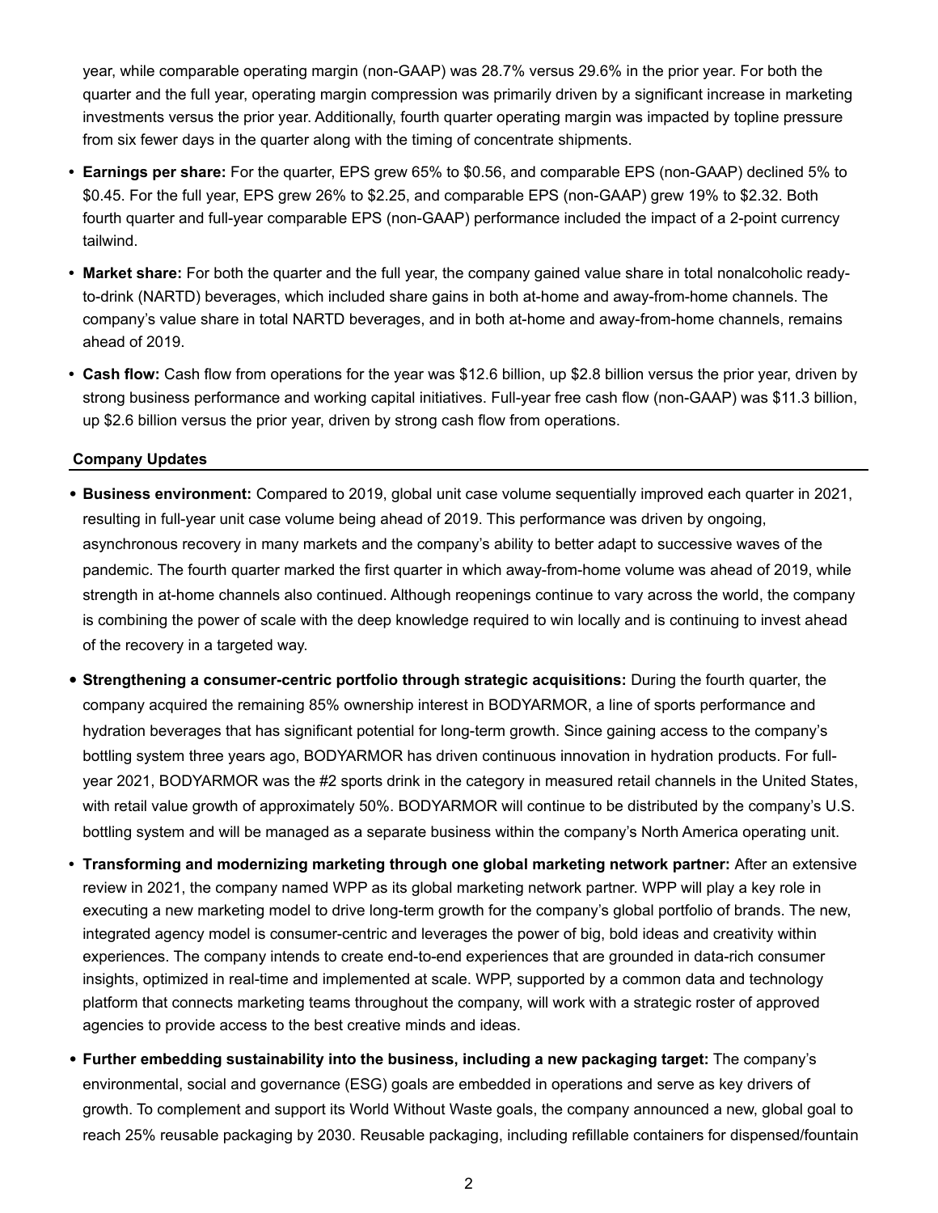year, while comparable operating margin (non-GAAP) was 28.7% versus 29.6% in the prior year. For both the quarter and the full year, operating margin compression was primarily driven by a significant increase in marketing investments versus the prior year. Additionally, fourth quarter operating margin was impacted by topline pressure from six fewer days in the quarter along with the timing of concentrate shipments.

- **Earnings per share:** For the quarter, EPS grew 65% to $0.56, and comparable EPS (non-GAAP) declined 5% to $0.45. For the full year, EPS grew 26% to $2.25, and comparable EPS (non-GAAP) grew 19% to $2.32. Both fourth quarter and full-year comparable EPS (non-GAAP) performance included the impact of a 2-point currency tailwind.
- **Market share:** For both the quarter and the full year, the company gained value share in total nonalcoholic ready-to-drink (NARTD) beverages, which included share gains in both at-home and away-from-home channels. The company's value share in total NARTD beverages, and in both at-home and away-from-home channels, remains ahead of 2019.
- **Cash flow:** Cash flow from operations for the year was $12.6 billion, up $2.8 billion versus the prior year, driven by strong business performance and working capital initiatives. Full-year free cash flow (non-GAAP) was $11.3 billion, up $2.6 billion versus the prior year, driven by strong cash flow from operations.

## Company Updates

- **Business environment:** Compared to 2019, global unit case volume sequentially improved each quarter in 2021, resulting in full-year unit case volume being ahead of 2019. This performance was driven by ongoing, asynchronous recovery in many markets and the company's ability to better adapt to successive waves of the pandemic. The fourth quarter marked the first quarter in which away-from-home volume was ahead of 2019, while strength in at-home channels also continued. Although reopenings continue to vary across the world, the company is combining the power of scale with the deep knowledge required to win locally and is continuing to invest ahead of the recovery in a targeted way.
- **Strengthening a consumer-centric portfolio through strategic acquisitions:** During the fourth quarter, the company acquired the remaining 85% ownership interest in BODYARMOR, a line of sports performance and hydration beverages that has significant potential for long-term growth. Since gaining access to the company's bottling system three years ago, BODYARMOR has driven continuous innovation in hydration products. For full-year 2021, BODYARMOR was the #2 sports drink in the category in measured retail channels in the United States, with retail value growth of approximately 50%. BODYARMOR will continue to be distributed by the company's U.S. bottling system and will be managed as a separate business within the company's North America operating unit.
- **Transforming and modernizing marketing through one global marketing network partner:** After an extensive review in 2021, the company named WPP as its global marketing network partner. WPP will play a key role in executing a new marketing model to drive long-term growth for the company's global portfolio of brands. The new, integrated agency model is consumer-centric and leverages the power of big, bold ideas and creativity within experiences. The company intends to create end-to-end experiences that are grounded in data-rich consumer insights, optimized in real-time and implemented at scale. WPP, supported by a common data and technology platform that connects marketing teams throughout the company, will work with a strategic roster of approved agencies to provide access to the best creative minds and ideas.
- **Further embedding sustainability into the business, including a new packaging target:** The company's environmental, social and governance (ESG) goals are embedded in operations and serve as key drivers of growth. To complement and support its World Without Waste goals, the company announced a new, global goal to reach 25% reusable packaging by 2030. Reusable packaging, including refillable containers for dispensed/fountain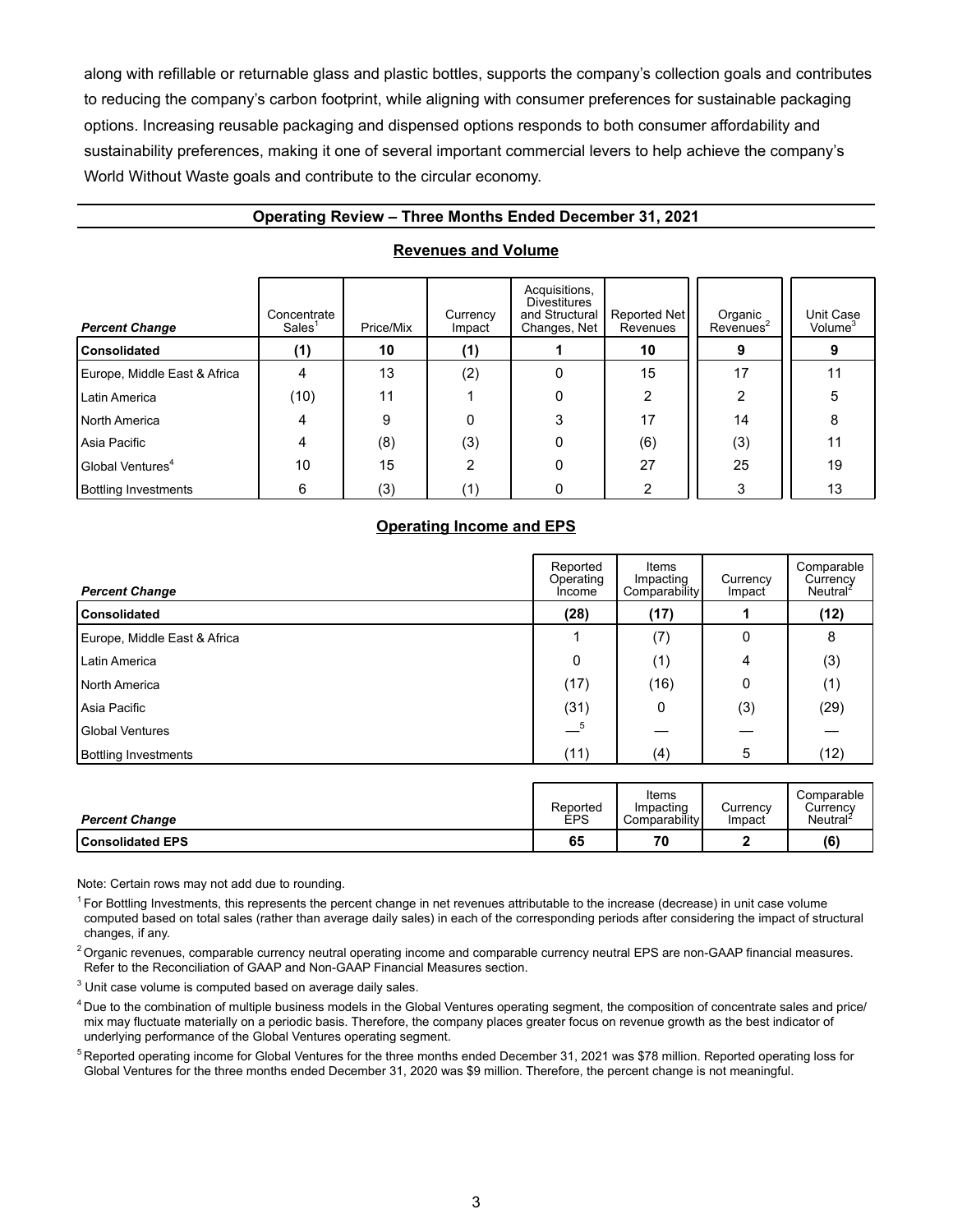along with refillable or returnable glass and plastic bottles, supports the company's collection goals and contributes to reducing the company's carbon footprint, while aligning with consumer preferences for sustainable packaging options. Increasing reusable packaging and dispensed options responds to both consumer affordability and sustainability preferences, making it one of several important commercial levers to help achieve the company's World Without Waste goals and contribute to the circular economy.

## Operating Review – Three Months Ended December 31, 2021

### Revenues and Volume

| *Percent Change* | Concentrate Sales[1] | Price/Mix | Currency Impact | Acquisitions, Divestitures and Structural Changes, Net | Reported Net Revenues | Organic Revenues[2] | Unit Case Volume[3] |
|---|---|---|---|---|---|---|---|
| **Consolidated** | **(1)** | **10** | **(1)** | **1** | **10** | **9** | **9** |
| Europe, Middle East & Africa | 4 | 13 | (2) | 0 | 15 | 17 | 11 |
| Latin America | (10) | 11 | 1 | 0 | 2 | 2 | 5 |
| North America | 4 | 9 | 0 | 3 | 17 | 14 | 8 |
| Asia Pacific | 4 | (8) | (3) | 0 | (6) | (3) | 11 |
| Global Ventures[4] | 10 | 15 | 2 | 0 | 27 | 25 | 19 |
| Bottling Investments | 6 | (3) | (1) | 0 | 2 | 3 | 13 |

### Operating Income and EPS

| *Percent Change* | Reported Operating Income | Items Impacting Comparability | Currency Impact | Comparable Currency Neutral[2] |
|---|---|---|---|---|
| **Consolidated** | **(28)** | **(17)** | **1** | **(12)** |
| Europe, Middle East & Africa | 1 | (7) | 0 | 8 |
| Latin America | 0 | (1) | 4 | (3) |
| North America | (17) | (16) | 0 | (1) |
| Asia Pacific | (31) | 0 | (3) | (29) |
| Global Ventures | —[5] | — | — | — |
| Bottling Investments | (11) | (4) | 5 | (12) |

| *Percent Change* | Reported EPS | Items Impacting Comparability | Currency Impact | Comparable Currency Neutral[2] |
|---|---|---|---|---|
| **Consolidated EPS** | **65** | **70** | **2** | **(6)** |

Note: Certain rows may not add due to rounding.

[1] For Bottling Investments, this represents the percent change in net revenues attributable to the increase (decrease) in unit case volume computed based on total sales (rather than average daily sales) in each of the corresponding periods after considering the impact of structural changes, if any.

[2] Organic revenues, comparable currency neutral operating income and comparable currency neutral EPS are non-GAAP financial measures. Refer to the Reconciliation of GAAP and Non-GAAP Financial Measures section.

[3] Unit case volume is computed based on average daily sales.

[4] Due to the combination of multiple business models in the Global Ventures operating segment, the composition of concentrate sales and price/mix may fluctuate materially on a periodic basis. Therefore, the company places greater focus on revenue growth as the best indicator of underlying performance of the Global Ventures operating segment.

[5] Reported operating income for Global Ventures for the three months ended December 31, 2021 was $78 million. Reported operating loss for Global Ventures for the three months ended December 31, 2020 was $9 million. Therefore, the percent change is not meaningful.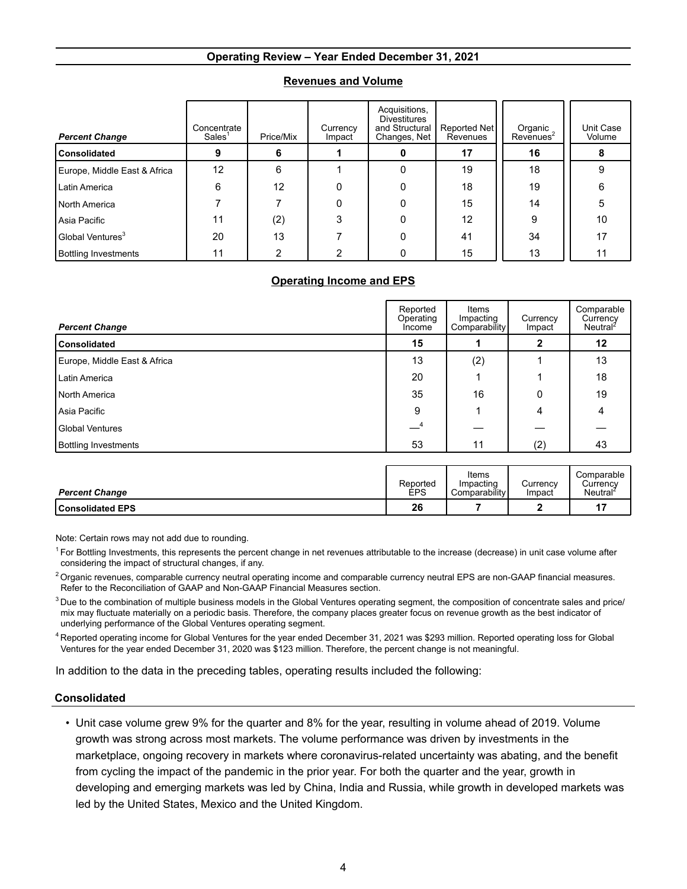## Operating Review – Year Ended December 31, 2021

### Revenues and Volume

| *Percent Change* | Concentrate Sales[1] | Price/Mix | Currency Impact | Acquisitions, Divestitures and Structural Changes, Net | Reported Net Revenues | Organic Revenues[2] | Unit Case Volume |
|---|---|---|---|---|---|---|---|
| **Consolidated** | **9** | **6** | **1** | **0** | **17** | **16** | **8** |
| Europe, Middle East & Africa | 12 | 6 | 1 | 0 | 19 | 18 | 9 |
| Latin America | 6 | 12 | 0 | 0 | 18 | 19 | 6 |
| North America | 7 | 7 | 0 | 0 | 15 | 14 | 5 |
| Asia Pacific | 11 | (2) | 3 | 0 | 12 | 9 | 10 |
| Global Ventures[3] | 20 | 13 | 7 | 0 | 41 | 34 | 17 |
| Bottling Investments | 11 | 2 | 2 | 0 | 15 | 13 | 11 |

### Operating Income and EPS

| *Percent Change* | Reported Operating Income | Items Impacting Comparability | Currency Impact | Comparable Currency Neutral[2] |
|---|---|---|---|---|
| **Consolidated** | **15** | **1** | **2** | **12** |
| Europe, Middle East & Africa | 13 | (2) | 1 | 13 |
| Latin America | 20 | 1 | 1 | 18 |
| North America | 35 | 16 | 0 | 19 |
| Asia Pacific | 9 | 1 | 4 | 4 |
| Global Ventures | —[4] | — | — | — |
| Bottling Investments | 53 | 11 | (2) | 43 |

| *Percent Change* | Reported EPS | Items Impacting Comparability | Currency Impact | Comparable Currency Neutral[2] |
|---|---|---|---|---|
| **Consolidated EPS** | **26** | **7** | **2** | **17** |

Note: Certain rows may not add due to rounding.

[1] For Bottling Investments, this represents the percent change in net revenues attributable to the increase (decrease) in unit case volume after considering the impact of structural changes, if any.

[2] Organic revenues, comparable currency neutral operating income and comparable currency neutral EPS are non-GAAP financial measures. Refer to the Reconciliation of GAAP and Non-GAAP Financial Measures section.

[3] Due to the combination of multiple business models in the Global Ventures operating segment, the composition of concentrate sales and price/mix may fluctuate materially on a periodic basis. Therefore, the company places greater focus on revenue growth as the best indicator of underlying performance of the Global Ventures operating segment.

[4] Reported operating income for Global Ventures for the year ended December 31, 2021 was $293 million. Reported operating loss for Global Ventures for the year ended December 31, 2020 was $123 million. Therefore, the percent change is not meaningful.

In addition to the data in the preceding tables, operating results included the following:

### Consolidated

- Unit case volume grew 9% for the quarter and 8% for the year, resulting in volume ahead of 2019. Volume growth was strong across most markets. The volume performance was driven by investments in the marketplace, ongoing recovery in markets where coronavirus-related uncertainty was abating, and the benefit from cycling the impact of the pandemic in the prior year. For both the quarter and the year, growth in developing and emerging markets was led by China, India and Russia, while growth in developed markets was led by the United States, Mexico and the United Kingdom.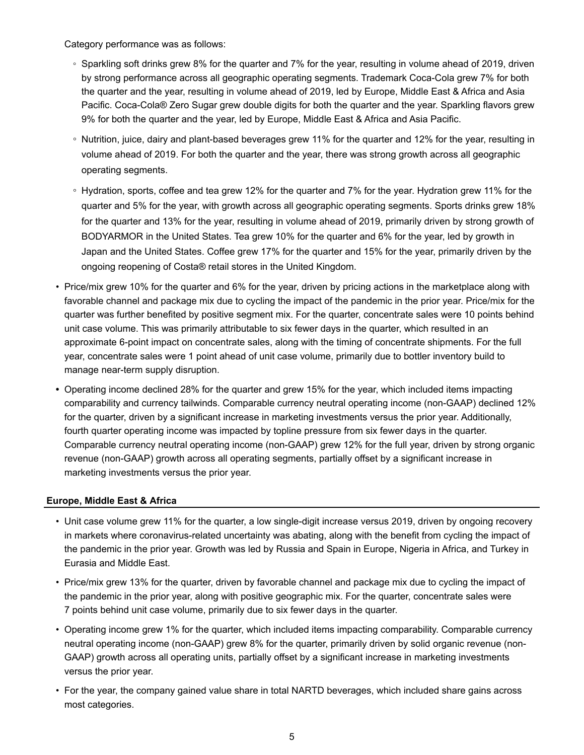Category performance was as follows:

- Sparkling soft drinks grew 8% for the quarter and 7% for the year, resulting in volume ahead of 2019, driven by strong performance across all geographic operating segments. Trademark Coca-Cola grew 7% for both the quarter and the year, resulting in volume ahead of 2019, led by Europe, Middle East & Africa and Asia Pacific. Coca-Cola® Zero Sugar grew double digits for both the quarter and the year. Sparkling flavors grew 9% for both the quarter and the year, led by Europe, Middle East & Africa and Asia Pacific.
- Nutrition, juice, dairy and plant-based beverages grew 11% for the quarter and 12% for the year, resulting in volume ahead of 2019. For both the quarter and the year, there was strong growth across all geographic operating segments.
- Hydration, sports, coffee and tea grew 12% for the quarter and 7% for the year. Hydration grew 11% for the quarter and 5% for the year, with growth across all geographic operating segments. Sports drinks grew 18% for the quarter and 13% for the year, resulting in volume ahead of 2019, primarily driven by strong growth of BODYARMOR in the United States. Tea grew 10% for the quarter and 6% for the year, led by growth in Japan and the United States. Coffee grew 17% for the quarter and 15% for the year, primarily driven by the ongoing reopening of Costa® retail stores in the United Kingdom.

- Price/mix grew 10% for the quarter and 6% for the year, driven by pricing actions in the marketplace along with favorable channel and package mix due to cycling the impact of the pandemic in the prior year. Price/mix for the quarter was further benefited by positive segment mix. For the quarter, concentrate sales were 10 points behind unit case volume. This was primarily attributable to six fewer days in the quarter, which resulted in an approximate 6-point impact on concentrate sales, along with the timing of concentrate shipments. For the full year, concentrate sales were 1 point ahead of unit case volume, primarily due to bottler inventory build to manage near-term supply disruption.
- Operating income declined 28% for the quarter and grew 15% for the year, which included items impacting comparability and currency tailwinds. Comparable currency neutral operating income (non-GAAP) declined 12% for the quarter, driven by a significant increase in marketing investments versus the prior year. Additionally, fourth quarter operating income was impacted by topline pressure from six fewer days in the quarter. Comparable currency neutral operating income (non-GAAP) grew 12% for the full year, driven by strong organic revenue (non-GAAP) growth across all operating segments, partially offset by a significant increase in marketing investments versus the prior year.

## Europe, Middle East & Africa

- Unit case volume grew 11% for the quarter, a low single-digit increase versus 2019, driven by ongoing recovery in markets where coronavirus-related uncertainty was abating, along with the benefit from cycling the impact of the pandemic in the prior year. Growth was led by Russia and Spain in Europe, Nigeria in Africa, and Turkey in Eurasia and Middle East.
- Price/mix grew 13% for the quarter, driven by favorable channel and package mix due to cycling the impact of the pandemic in the prior year, along with positive geographic mix. For the quarter, concentrate sales were 7 points behind unit case volume, primarily due to six fewer days in the quarter.
- Operating income grew 1% for the quarter, which included items impacting comparability. Comparable currency neutral operating income (non-GAAP) grew 8% for the quarter, primarily driven by solid organic revenue (non-GAAP) growth across all operating units, partially offset by a significant increase in marketing investments versus the prior year.
- For the year, the company gained value share in total NARTD beverages, which included share gains across most categories.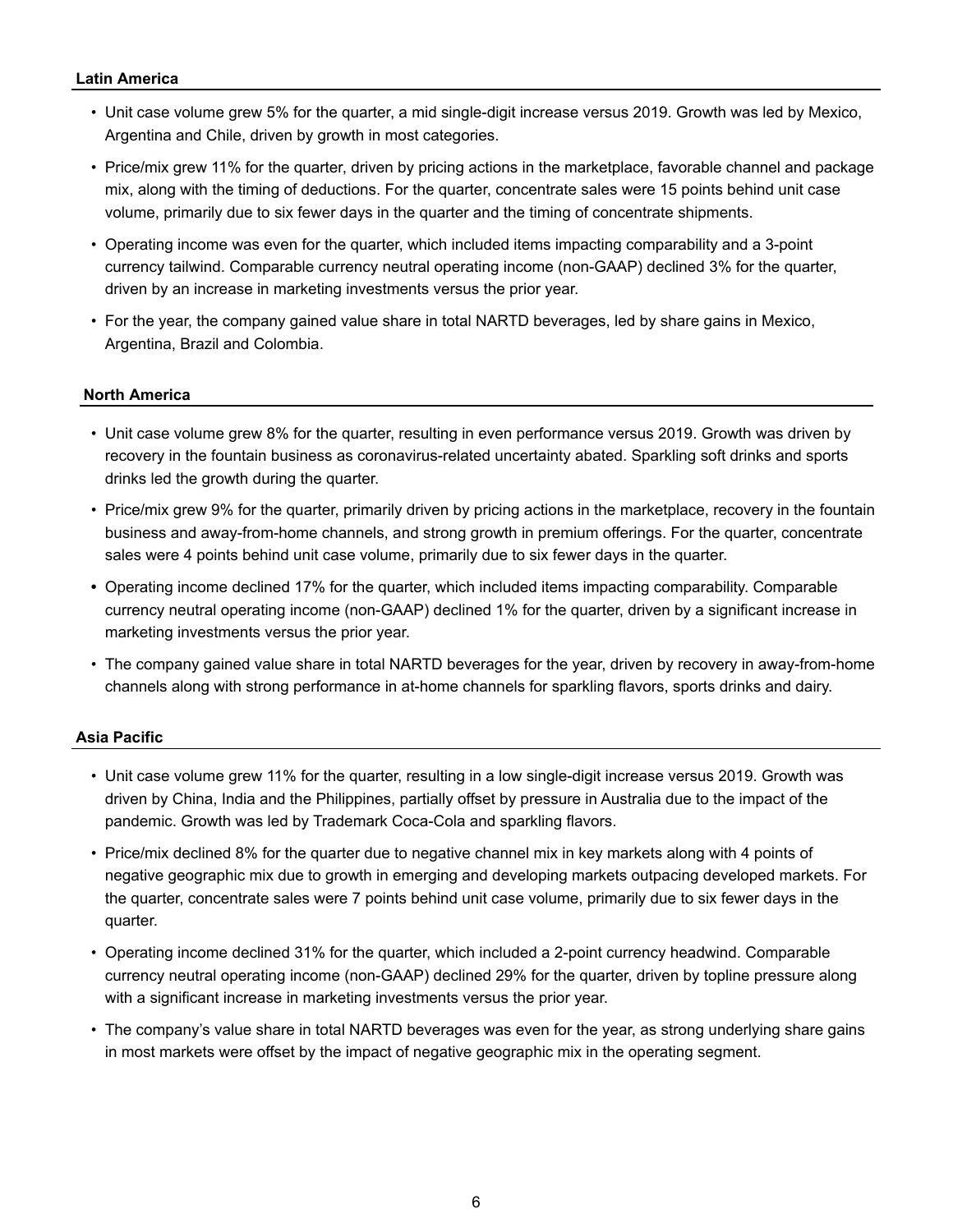### Latin America

- Unit case volume grew 5% for the quarter, a mid single-digit increase versus 2019. Growth was led by Mexico, Argentina and Chile, driven by growth in most categories.
- Price/mix grew 11% for the quarter, driven by pricing actions in the marketplace, favorable channel and package mix, along with the timing of deductions. For the quarter, concentrate sales were 15 points behind unit case volume, primarily due to six fewer days in the quarter and the timing of concentrate shipments.
- Operating income was even for the quarter, which included items impacting comparability and a 3-point currency tailwind. Comparable currency neutral operating income (non-GAAP) declined 3% for the quarter, driven by an increase in marketing investments versus the prior year.
- For the year, the company gained value share in total NARTD beverages, led by share gains in Mexico, Argentina, Brazil and Colombia.

### North America

- Unit case volume grew 8% for the quarter, resulting in even performance versus 2019. Growth was driven by recovery in the fountain business as coronavirus-related uncertainty abated. Sparkling soft drinks and sports drinks led the growth during the quarter.
- Price/mix grew 9% for the quarter, primarily driven by pricing actions in the marketplace, recovery in the fountain business and away-from-home channels, and strong growth in premium offerings. For the quarter, concentrate sales were 4 points behind unit case volume, primarily due to six fewer days in the quarter.
- Operating income declined 17% for the quarter, which included items impacting comparability. Comparable currency neutral operating income (non-GAAP) declined 1% for the quarter, driven by a significant increase in marketing investments versus the prior year.
- The company gained value share in total NARTD beverages for the year, driven by recovery in away-from-home channels along with strong performance in at-home channels for sparkling flavors, sports drinks and dairy.

### Asia Pacific

- Unit case volume grew 11% for the quarter, resulting in a low single-digit increase versus 2019. Growth was driven by China, India and the Philippines, partially offset by pressure in Australia due to the impact of the pandemic. Growth was led by Trademark Coca-Cola and sparkling flavors.
- Price/mix declined 8% for the quarter due to negative channel mix in key markets along with 4 points of negative geographic mix due to growth in emerging and developing markets outpacing developed markets. For the quarter, concentrate sales were 7 points behind unit case volume, primarily due to six fewer days in the quarter.
- Operating income declined 31% for the quarter, which included a 2-point currency headwind. Comparable currency neutral operating income (non-GAAP) declined 29% for the quarter, driven by topline pressure along with a significant increase in marketing investments versus the prior year.
- The company's value share in total NARTD beverages was even for the year, as strong underlying share gains in most markets were offset by the impact of negative geographic mix in the operating segment.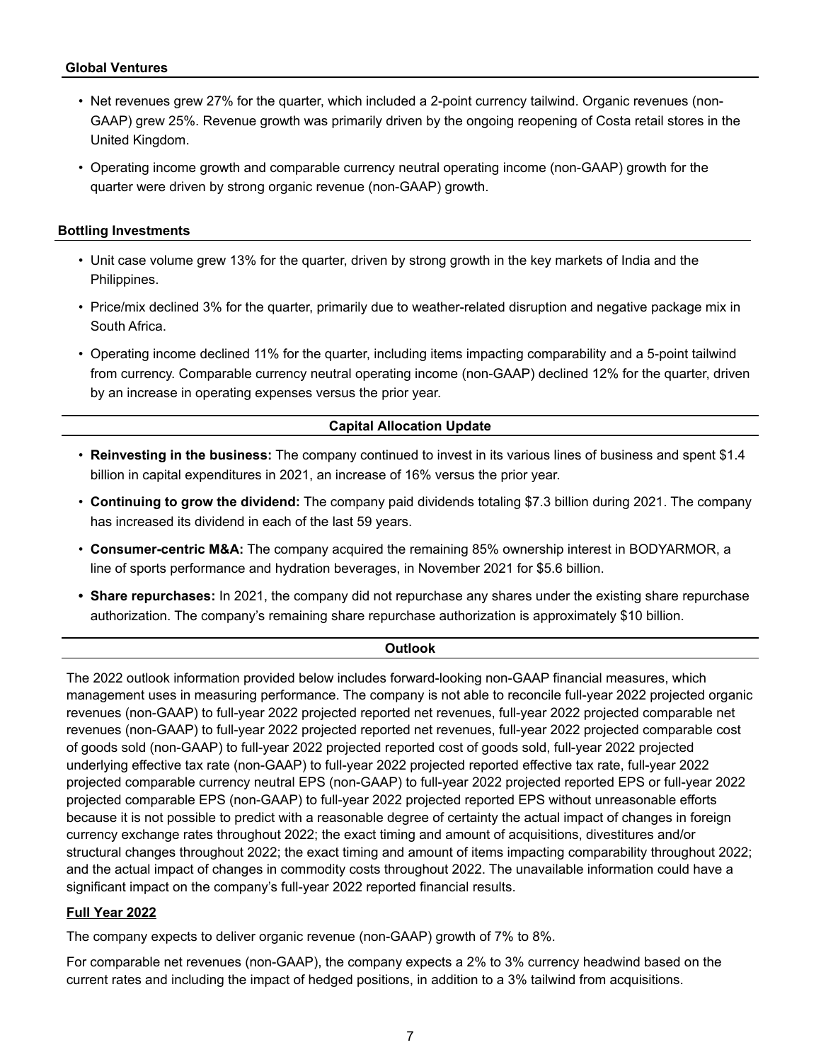### Global Ventures

- Net revenues grew 27% for the quarter, which included a 2-point currency tailwind. Organic revenues (non-GAAP) grew 25%. Revenue growth was primarily driven by the ongoing reopening of Costa retail stores in the United Kingdom.
- Operating income growth and comparable currency neutral operating income (non-GAAP) growth for the quarter were driven by strong organic revenue (non-GAAP) growth.

### Bottling Investments

- Unit case volume grew 13% for the quarter, driven by strong growth in the key markets of India and the Philippines.
- Price/mix declined 3% for the quarter, primarily due to weather-related disruption and negative package mix in South Africa.
- Operating income declined 11% for the quarter, including items impacting comparability and a 5-point tailwind from currency. Comparable currency neutral operating income (non-GAAP) declined 12% for the quarter, driven by an increase in operating expenses versus the prior year.

## Capital Allocation Update

- **Reinvesting in the business:** The company continued to invest in its various lines of business and spent $1.4 billion in capital expenditures in 2021, an increase of 16% versus the prior year.
- **Continuing to grow the dividend:** The company paid dividends totaling $7.3 billion during 2021. The company has increased its dividend in each of the last 59 years.
- **Consumer-centric M&A:** The company acquired the remaining 85% ownership interest in BODYARMOR, a line of sports performance and hydration beverages, in November 2021 for $5.6 billion.
- **Share repurchases:** In 2021, the company did not repurchase any shares under the existing share repurchase authorization. The company's remaining share repurchase authorization is approximately $10 billion.

## Outlook

The 2022 outlook information provided below includes forward-looking non-GAAP financial measures, which management uses in measuring performance. The company is not able to reconcile full-year 2022 projected organic revenues (non-GAAP) to full-year 2022 projected reported net revenues, full-year 2022 projected comparable net revenues (non-GAAP) to full-year 2022 projected reported net revenues, full-year 2022 projected comparable cost of goods sold (non-GAAP) to full-year 2022 projected reported cost of goods sold, full-year 2022 projected underlying effective tax rate (non-GAAP) to full-year 2022 projected reported effective tax rate, full-year 2022 projected comparable currency neutral EPS (non-GAAP) to full-year 2022 projected reported EPS or full-year 2022 projected comparable EPS (non-GAAP) to full-year 2022 projected reported EPS without unreasonable efforts because it is not possible to predict with a reasonable degree of certainty the actual impact of changes in foreign currency exchange rates throughout 2022; the exact timing and amount of acquisitions, divestitures and/or structural changes throughout 2022; the exact timing and amount of items impacting comparability throughout 2022; and the actual impact of changes in commodity costs throughout 2022. The unavailable information could have a significant impact on the company's full-year 2022 reported financial results.

### Full Year 2022

The company expects to deliver organic revenue (non-GAAP) growth of 7% to 8%.

For comparable net revenues (non-GAAP), the company expects a 2% to 3% currency headwind based on the current rates and including the impact of hedged positions, in addition to a 3% tailwind from acquisitions.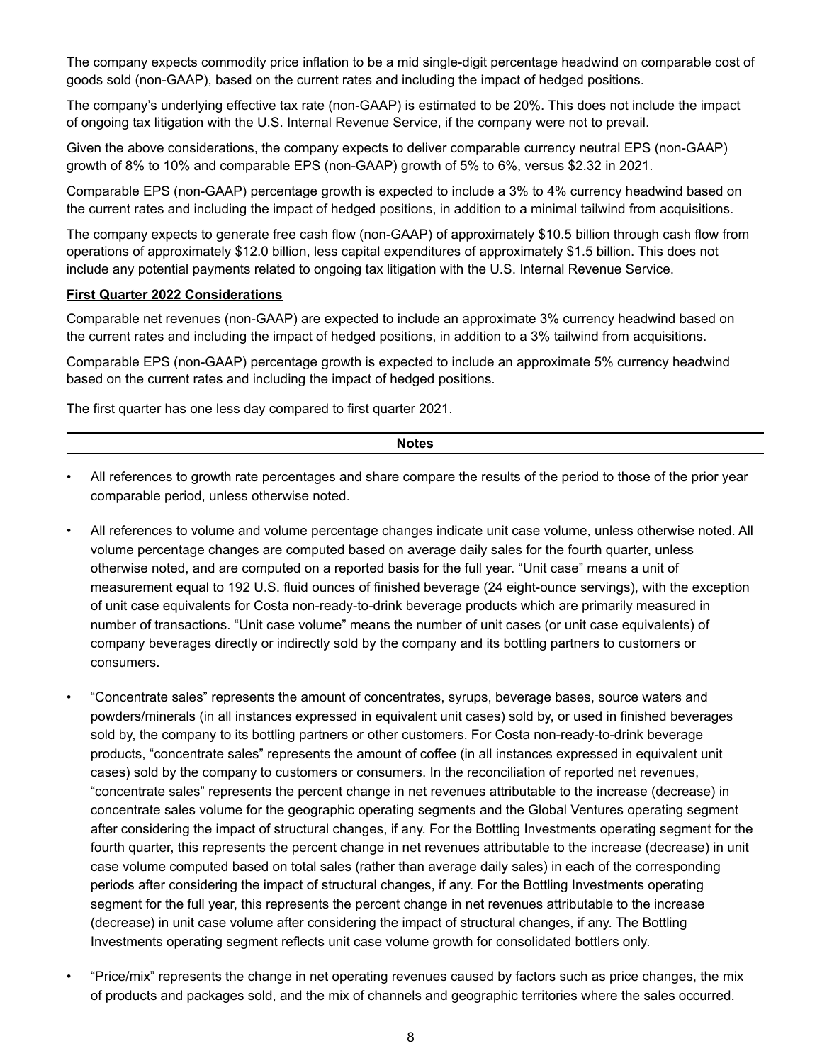The company expects commodity price inflation to be a mid single-digit percentage headwind on comparable cost of goods sold (non-GAAP), based on the current rates and including the impact of hedged positions.

The company's underlying effective tax rate (non-GAAP) is estimated to be 20%. This does not include the impact of ongoing tax litigation with the U.S. Internal Revenue Service, if the company were not to prevail.

Given the above considerations, the company expects to deliver comparable currency neutral EPS (non-GAAP) growth of 8% to 10% and comparable EPS (non-GAAP) growth of 5% to 6%, versus $2.32 in 2021.

Comparable EPS (non-GAAP) percentage growth is expected to include a 3% to 4% currency headwind based on the current rates and including the impact of hedged positions, in addition to a minimal tailwind from acquisitions.

The company expects to generate free cash flow (non-GAAP) of approximately $10.5 billion through cash flow from operations of approximately $12.0 billion, less capital expenditures of approximately $1.5 billion. This does not include any potential payments related to ongoing tax litigation with the U.S. Internal Revenue Service.

**First Quarter 2022 Considerations**

Comparable net revenues (non-GAAP) are expected to include an approximate 3% currency headwind based on the current rates and including the impact of hedged positions, in addition to a 3% tailwind from acquisitions.

Comparable EPS (non-GAAP) percentage growth is expected to include an approximate 5% currency headwind based on the current rates and including the impact of hedged positions.

The first quarter has one less day compared to first quarter 2021.

## Notes

- All references to growth rate percentages and share compare the results of the period to those of the prior year comparable period, unless otherwise noted.
- All references to volume and volume percentage changes indicate unit case volume, unless otherwise noted. All volume percentage changes are computed based on average daily sales for the fourth quarter, unless otherwise noted, and are computed on a reported basis for the full year. "Unit case" means a unit of measurement equal to 192 U.S. fluid ounces of finished beverage (24 eight-ounce servings), with the exception of unit case equivalents for Costa non-ready-to-drink beverage products which are primarily measured in number of transactions. "Unit case volume" means the number of unit cases (or unit case equivalents) of company beverages directly or indirectly sold by the company and its bottling partners to customers or consumers.
- "Concentrate sales" represents the amount of concentrates, syrups, beverage bases, source waters and powders/minerals (in all instances expressed in equivalent unit cases) sold by, or used in finished beverages sold by, the company to its bottling partners or other customers. For Costa non-ready-to-drink beverage products, "concentrate sales" represents the amount of coffee (in all instances expressed in equivalent unit cases) sold by the company to customers or consumers. In the reconciliation of reported net revenues, "concentrate sales" represents the percent change in net revenues attributable to the increase (decrease) in concentrate sales volume for the geographic operating segments and the Global Ventures operating segment after considering the impact of structural changes, if any. For the Bottling Investments operating segment for the fourth quarter, this represents the percent change in net revenues attributable to the increase (decrease) in unit case volume computed based on total sales (rather than average daily sales) in each of the corresponding periods after considering the impact of structural changes, if any. For the Bottling Investments operating segment for the full year, this represents the percent change in net revenues attributable to the increase (decrease) in unit case volume after considering the impact of structural changes, if any. The Bottling Investments operating segment reflects unit case volume growth for consolidated bottlers only.
- "Price/mix" represents the change in net operating revenues caused by factors such as price changes, the mix of products and packages sold, and the mix of channels and geographic territories where the sales occurred.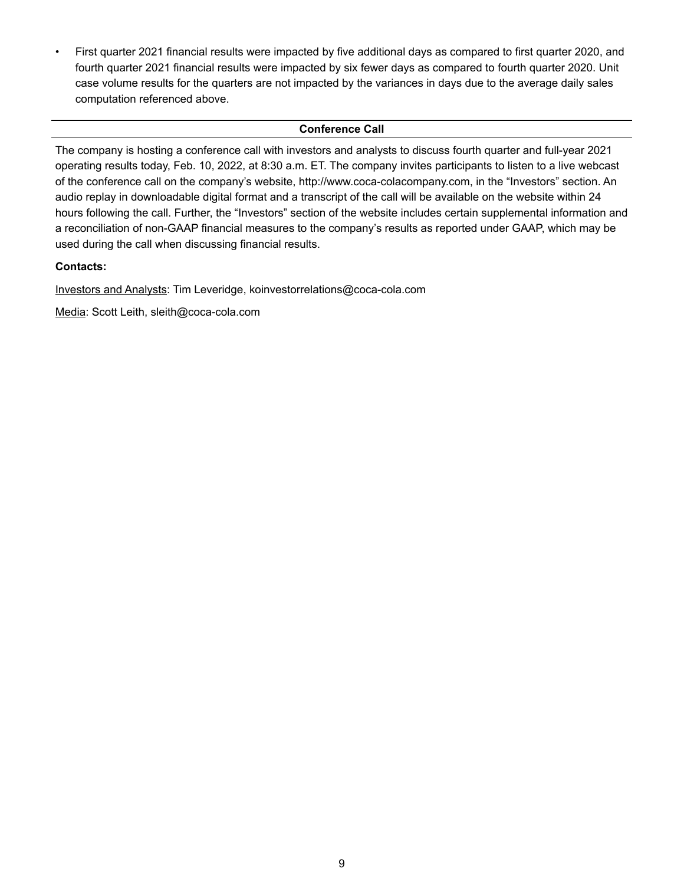- First quarter 2021 financial results were impacted by five additional days as compared to first quarter 2020, and fourth quarter 2021 financial results were impacted by six fewer days as compared to fourth quarter 2020. Unit case volume results for the quarters are not impacted by the variances in days due to the average daily sales computation referenced above.

## Conference Call

The company is hosting a conference call with investors and analysts to discuss fourth quarter and full-year 2021 operating results today, Feb. 10, 2022, at 8:30 a.m. ET. The company invites participants to listen to a live webcast of the conference call on the company's website, http://www.coca-colacompany.com, in the "Investors" section. An audio replay in downloadable digital format and a transcript of the call will be available on the website within 24 hours following the call. Further, the "Investors" section of the website includes certain supplemental information and a reconciliation of non-GAAP financial measures to the company's results as reported under GAAP, which may be used during the call when discussing financial results.

**Contacts:**

Investors and Analysts: Tim Leveridge, koinvestorrelations@coca-cola.com

Media: Scott Leith, sleith@coca-cola.com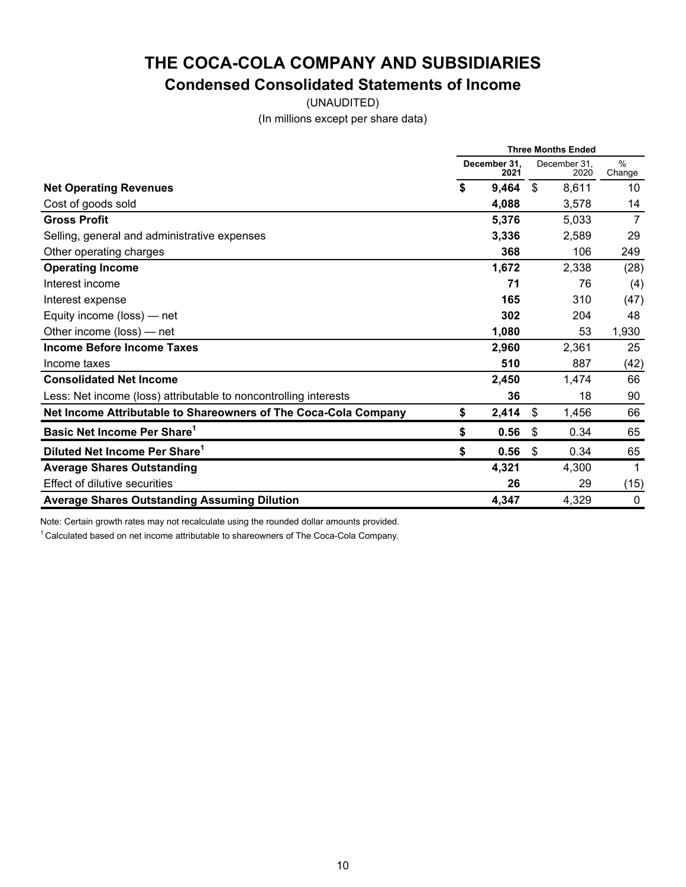# THE COCA-COLA COMPANY AND SUBSIDIARIES

## Condensed Consolidated Statements of Income

(UNAUDITED)

(In millions except per share data)

| | Three Months Ended | | |
|---|---|---|---|
| | **December 31, 2021** | December 31, 2020 | % Change |
| **Net Operating Revenues** | **$ 9,464** | $ 8,611 | 10 |
| Cost of goods sold | **4,088** | 3,578 | 14 |
| **Gross Profit** | **5,376** | 5,033 | 7 |
| Selling, general and administrative expenses | **3,336** | 2,589 | 29 |
| Other operating charges | **368** | 106 | 249 |
| **Operating Income** | **1,672** | 2,338 | (28) |
| Interest income | **71** | 76 | (4) |
| Interest expense | **165** | 310 | (47) |
| Equity income (loss) — net | **302** | 204 | 48 |
| Other income (loss) — net | **1,080** | 53 | 1,930 |
| **Income Before Income Taxes** | **2,960** | 2,361 | 25 |
| Income taxes | **510** | 887 | (42) |
| **Consolidated Net Income** | **2,450** | 1,474 | 66 |
| Less: Net income (loss) attributable to noncontrolling interests | **36** | 18 | 90 |
| **Net Income Attributable to Shareowners of The Coca-Cola Company** | **$ 2,414** | $ 1,456 | 66 |
| **Basic Net Income Per Share[1]** | **$ 0.56** | $ 0.34 | 65 |
| **Diluted Net Income Per Share[1]** | **$ 0.56** | $ 0.34 | 65 |
| **Average Shares Outstanding** | **4,321** | 4,300 | 1 |
| Effect of dilutive securities | **26** | 29 | (15) |
| **Average Shares Outstanding Assuming Dilution** | **4,347** | 4,329 | 0 |

Note: Certain growth rates may not recalculate using the rounded dollar amounts provided.

[1] Calculated based on net income attributable to shareowners of The Coca-Cola Company.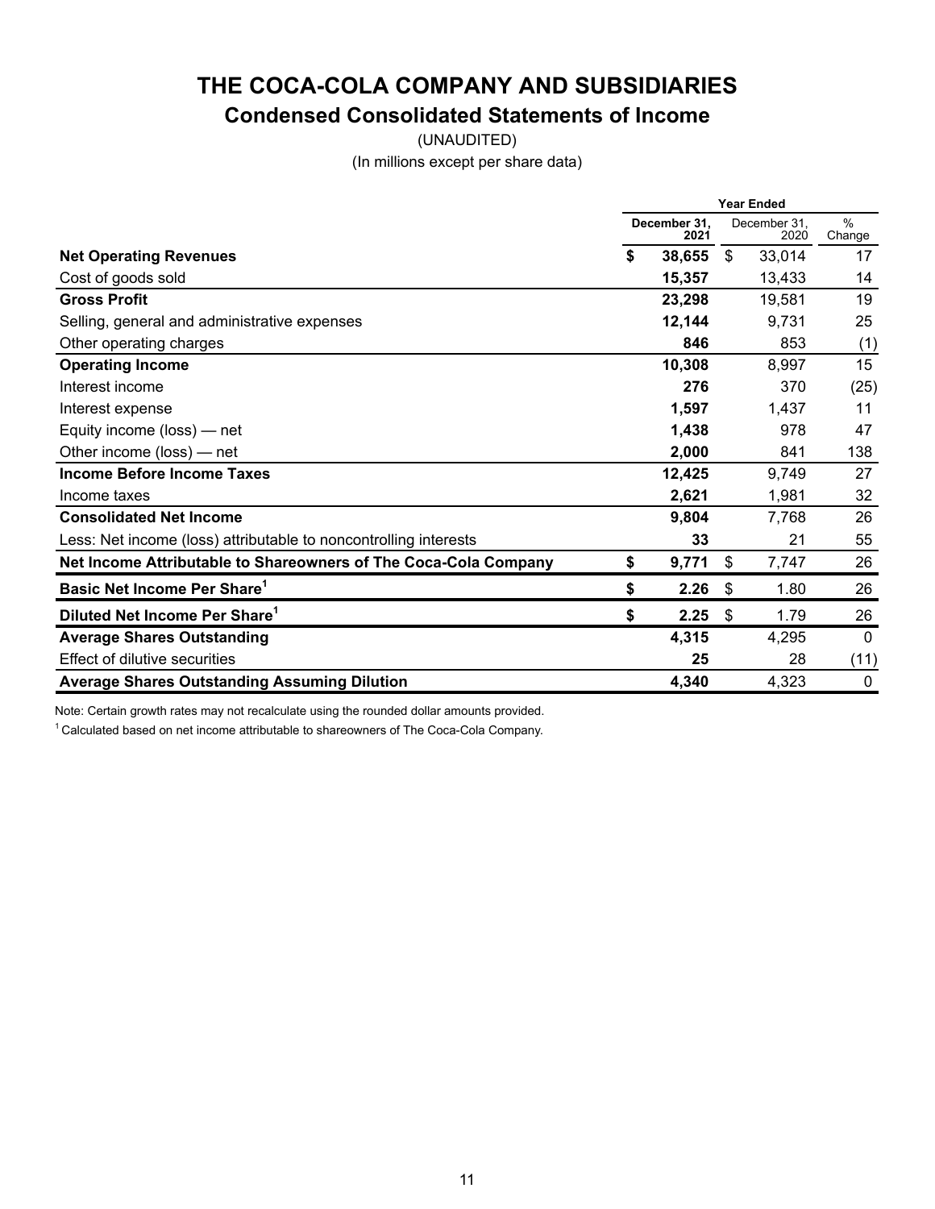# THE COCA-COLA COMPANY AND SUBSIDIARIES

## Condensed Consolidated Statements of Income

(UNAUDITED)

(In millions except per share data)

| | Year Ended | | |
|---|---|---|---|
| | **December 31, 2021** | December 31, 2020 | % Change |
| **Net Operating Revenues** | **$ 38,655** | $ 33,014 | 17 |
| Cost of goods sold | **15,357** | 13,433 | 14 |
| **Gross Profit** | **23,298** | 19,581 | 19 |
| Selling, general and administrative expenses | **12,144** | 9,731 | 25 |
| Other operating charges | **846** | 853 | (1) |
| **Operating Income** | **10,308** | 8,997 | 15 |
| Interest income | **276** | 370 | (25) |
| Interest expense | **1,597** | 1,437 | 11 |
| Equity income (loss) — net | **1,438** | 978 | 47 |
| Other income (loss) — net | **2,000** | 841 | 138 |
| **Income Before Income Taxes** | **12,425** | 9,749 | 27 |
| Income taxes | **2,621** | 1,981 | 32 |
| **Consolidated Net Income** | **9,804** | 7,768 | 26 |
| Less: Net income (loss) attributable to noncontrolling interests | **33** | 21 | 55 |
| **Net Income Attributable to Shareowners of The Coca-Cola Company** | **$ 9,771** | $ 7,747 | 26 |
| **Basic Net Income Per Share[1]** | **$ 2.26** | $ 1.80 | 26 |
| **Diluted Net Income Per Share[1]** | **$ 2.25** | $ 1.79 | 26 |
| **Average Shares Outstanding** | **4,315** | 4,295 | 0 |
| Effect of dilutive securities | **25** | 28 | (11) |
| **Average Shares Outstanding Assuming Dilution** | **4,340** | 4,323 | 0 |

Note: Certain growth rates may not recalculate using the rounded dollar amounts provided.

[1] Calculated based on net income attributable to shareowners of The Coca-Cola Company.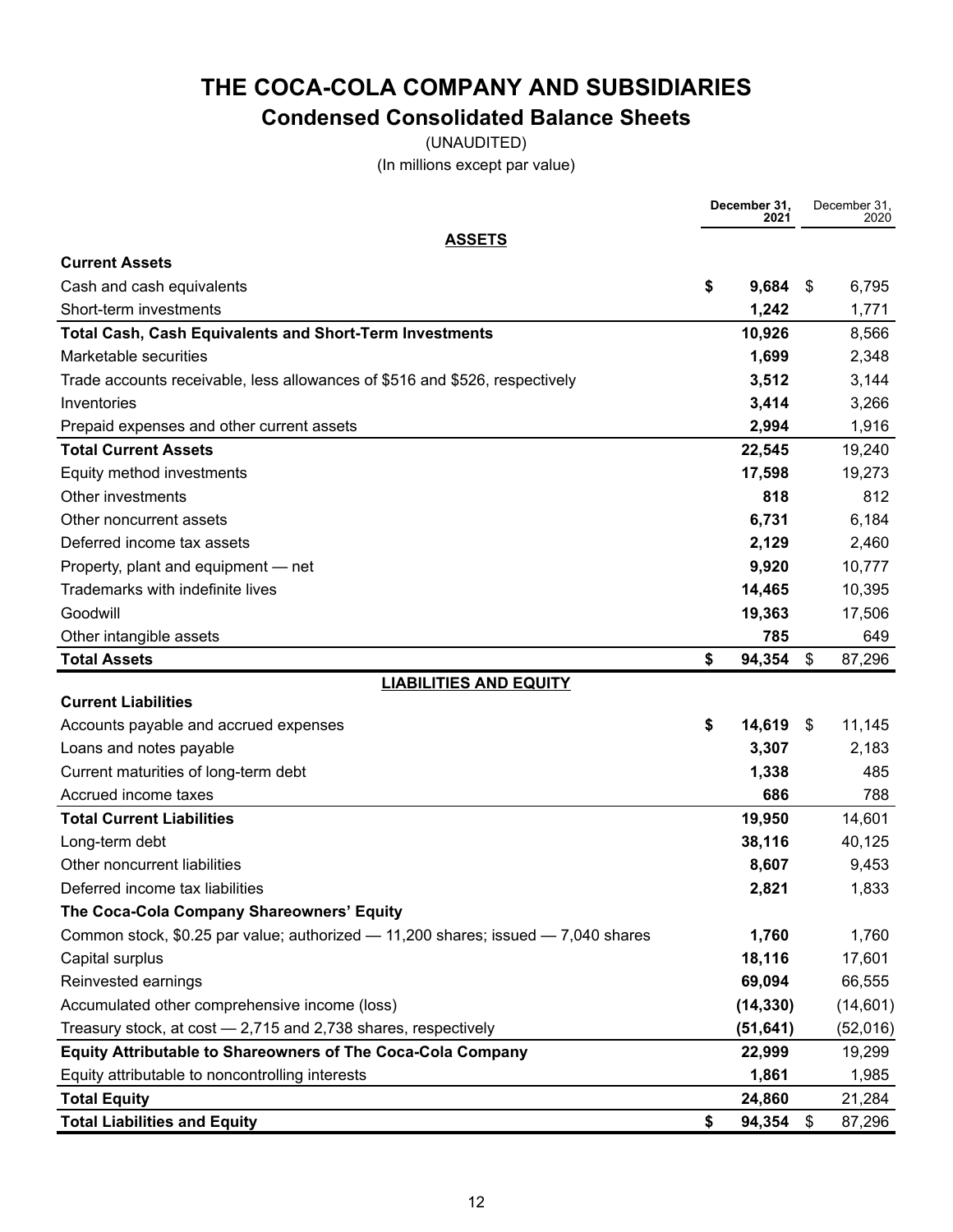# THE COCA-COLA COMPANY AND SUBSIDIARIES

## Condensed Consolidated Balance Sheets

(UNAUDITED)

(In millions except par value)

| | December 31, 2021 | December 31, 2020 |
|---|---|---|
| **ASSETS** | | |
| **Current Assets** | | |
| Cash and cash equivalents | **$ 9,684** | $ 6,795 |
| Short-term investments | **1,242** | 1,771 |
| **Total Cash, Cash Equivalents and Short-Term Investments** | **10,926** | 8,566 |
| Marketable securities | **1,699** | 2,348 |
| Trade accounts receivable, less allowances of $516 and $526, respectively | **3,512** | 3,144 |
| Inventories | **3,414** | 3,266 |
| Prepaid expenses and other current assets | **2,994** | 1,916 |
| **Total Current Assets** | **22,545** | 19,240 |
| Equity method investments | **17,598** | 19,273 |
| Other investments | **818** | 812 |
| Other noncurrent assets | **6,731** | 6,184 |
| Deferred income tax assets | **2,129** | 2,460 |
| Property, plant and equipment — net | **9,920** | 10,777 |
| Trademarks with indefinite lives | **14,465** | 10,395 |
| Goodwill | **19,363** | 17,506 |
| Other intangible assets | **785** | 649 |
| **Total Assets** | **$ 94,354** | $ 87,296 |
| **LIABILITIES AND EQUITY** | | |
| **Current Liabilities** | | |
| Accounts payable and accrued expenses | **$ 14,619** | $ 11,145 |
| Loans and notes payable | **3,307** | 2,183 |
| Current maturities of long-term debt | **1,338** | 485 |
| Accrued income taxes | **686** | 788 |
| **Total Current Liabilities** | **19,950** | 14,601 |
| Long-term debt | **38,116** | 40,125 |
| Other noncurrent liabilities | **8,607** | 9,453 |
| Deferred income tax liabilities | **2,821** | 1,833 |
| **The Coca-Cola Company Shareowners' Equity** | | |
| Common stock, $0.25 par value; authorized — 11,200 shares; issued — 7,040 shares | **1,760** | 1,760 |
| Capital surplus | **18,116** | 17,601 |
| Reinvested earnings | **69,094** | 66,555 |
| Accumulated other comprehensive income (loss) | **(14,330)** | (14,601) |
| Treasury stock, at cost — 2,715 and 2,738 shares, respectively | **(51,641)** | (52,016) |
| **Equity Attributable to Shareowners of The Coca-Cola Company** | **22,999** | 19,299 |
| Equity attributable to noncontrolling interests | **1,861** | 1,985 |
| **Total Equity** | **24,860** | 21,284 |
| **Total Liabilities and Equity** | **$ 94,354** | $ 87,296 |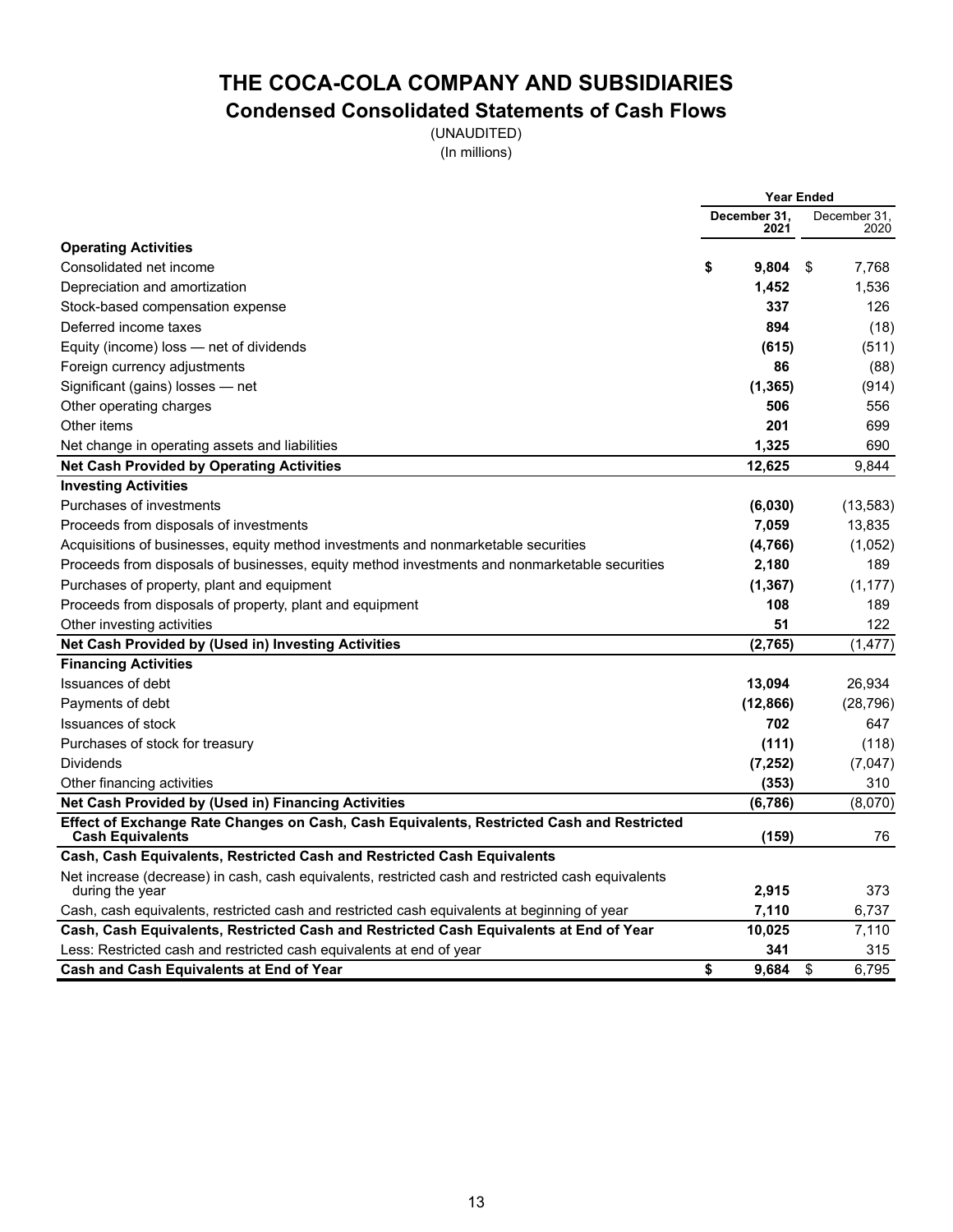# THE COCA-COLA COMPANY AND SUBSIDIARIES

## Condensed Consolidated Statements of Cash Flows

(UNAUDITED)

(In millions)

| | Year Ended | |
|---|---|---|
| | **December 31, 2021** | December 31, 2020 |
| **Operating Activities** | | |
| Consolidated net income | **$ 9,804** | $ 7,768 |
| Depreciation and amortization | **1,452** | 1,536 |
| Stock-based compensation expense | **337** | 126 |
| Deferred income taxes | **894** | (18) |
| Equity (income) loss — net of dividends | **(615)** | (511) |
| Foreign currency adjustments | **86** | (88) |
| Significant (gains) losses — net | **(1,365)** | (914) |
| Other operating charges | **506** | 556 |
| Other items | **201** | 699 |
| Net change in operating assets and liabilities | **1,325** | 690 |
| **Net Cash Provided by Operating Activities** | **12,625** | 9,844 |
| **Investing Activities** | | |
| Purchases of investments | **(6,030)** | (13,583) |
| Proceeds from disposals of investments | **7,059** | 13,835 |
| Acquisitions of businesses, equity method investments and nonmarketable securities | **(4,766)** | (1,052) |
| Proceeds from disposals of businesses, equity method investments and nonmarketable securities | **2,180** | 189 |
| Purchases of property, plant and equipment | **(1,367)** | (1,177) |
| Proceeds from disposals of property, plant and equipment | **108** | 189 |
| Other investing activities | **51** | 122 |
| **Net Cash Provided by (Used in) Investing Activities** | **(2,765)** | (1,477) |
| **Financing Activities** | | |
| Issuances of debt | **13,094** | 26,934 |
| Payments of debt | **(12,866)** | (28,796) |
| Issuances of stock | **702** | 647 |
| Purchases of stock for treasury | **(111)** | (118) |
| Dividends | **(7,252)** | (7,047) |
| Other financing activities | **(353)** | 310 |
| **Net Cash Provided by (Used in) Financing Activities** | **(6,786)** | (8,070) |
| **Effect of Exchange Rate Changes on Cash, Cash Equivalents, Restricted Cash and Restricted Cash Equivalents** | **(159)** | 76 |
| **Cash, Cash Equivalents, Restricted Cash and Restricted Cash Equivalents** | | |
| Net increase (decrease) in cash, cash equivalents, restricted cash and restricted cash equivalents during the year | **2,915** | 373 |
| Cash, cash equivalents, restricted cash and restricted cash equivalents at beginning of year | **7,110** | 6,737 |
| **Cash, Cash Equivalents, Restricted Cash and Restricted Cash Equivalents at End of Year** | **10,025** | 7,110 |
| Less: Restricted cash and restricted cash equivalents at end of year | **341** | 315 |
| **Cash and Cash Equivalents at End of Year** | **$ 9,684** | $ 6,795 |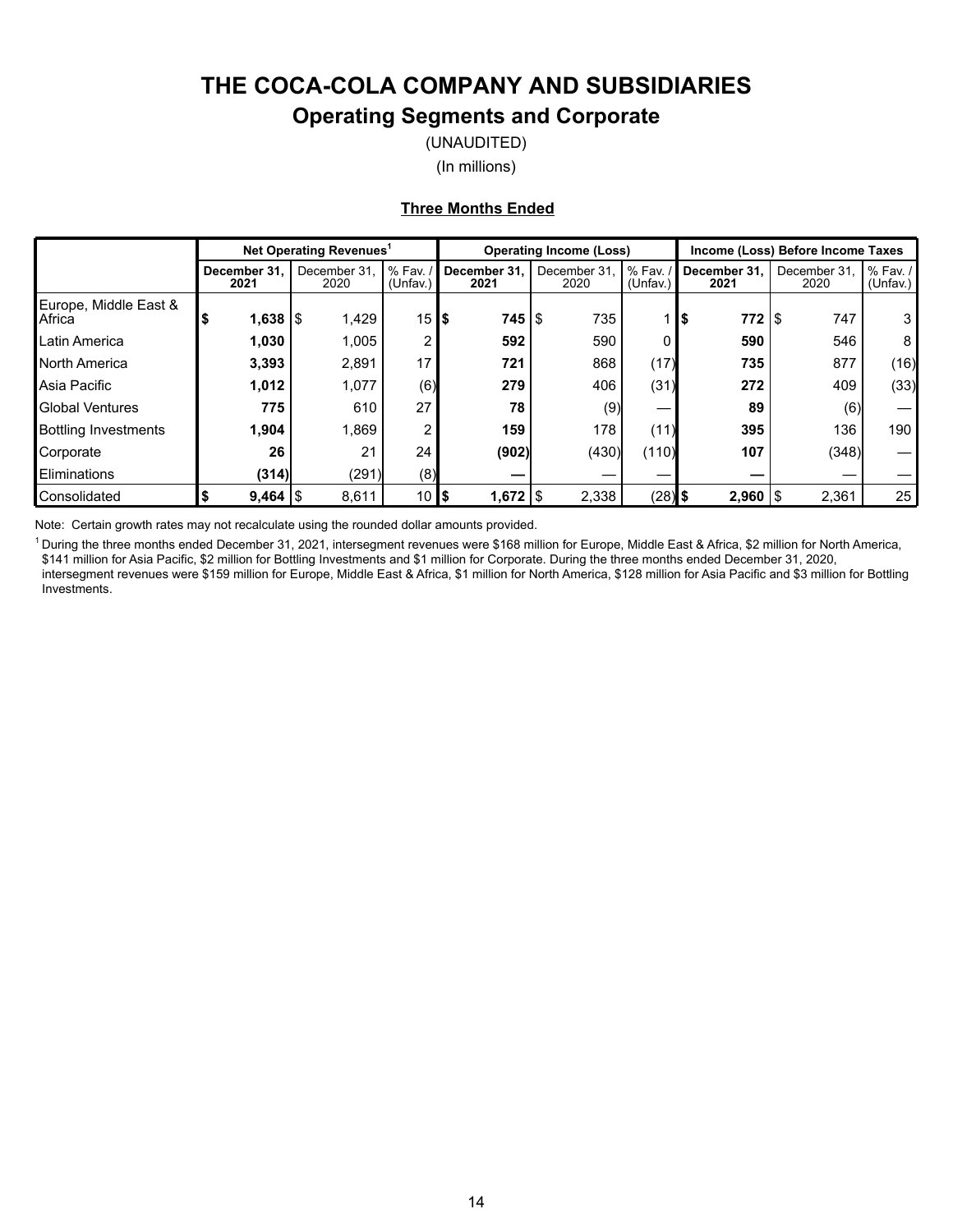# THE COCA-COLA COMPANY AND SUBSIDIARIES

## Operating Segments and Corporate

(UNAUDITED)

(In millions)

**Three Months Ended**

| | Net Operating Revenues[1] | | | Operating Income (Loss) | | | Income (Loss) Before Income Taxes | | |
|---|---|---|---|---|---|---|---|---|---|
| | **December 31, 2021** | December 31, 2020 | % Fav. / (Unfav.) | **December 31, 2021** | December 31, 2020 | % Fav. / (Unfav.) | **December 31, 2021** | December 31, 2020 | % Fav. / (Unfav.) |
| Europe, Middle East & Africa | **$ 1,638** | $ 1,429 | 15 | **$ 745** | $ 735 | 1 | **$ 772** | $ 747 | 3 |
| Latin America | **1,030** | 1,005 | 2 | **592** | 590 | 0 | **590** | 546 | 8 |
| North America | **3,393** | 2,891 | 17 | **721** | 868 | (17) | **735** | 877 | (16) |
| Asia Pacific | **1,012** | 1,077 | (6) | **279** | 406 | (31) | **272** | 409 | (33) |
| Global Ventures | **775** | 610 | 27 | **78** | (9) | — | **89** | (6) | — |
| Bottling Investments | **1,904** | 1,869 | 2 | **159** | 178 | (11) | **395** | 136 | 190 |
| Corporate | **26** | 21 | 24 | **(902)** | (430) | (110) | **107** | (348) | — |
| Eliminations | **(314)** | (291) | (8) | **—** | — | — | **—** | — | — |
| Consolidated | **$ 9,464** | $ 8,611 | 10 | **$ 1,672** | $ 2,338 | (28) | **$ 2,960** | $ 2,361 | 25 |

Note: Certain growth rates may not recalculate using the rounded dollar amounts provided.

[1] During the three months ended December 31, 2021, intersegment revenues were $168 million for Europe, Middle East & Africa, $2 million for North America, $141 million for Asia Pacific, $2 million for Bottling Investments and $1 million for Corporate. During the three months ended December 31, 2020, intersegment revenues were $159 million for Europe, Middle East & Africa, $1 million for North America, $128 million for Asia Pacific and $3 million for Bottling Investments.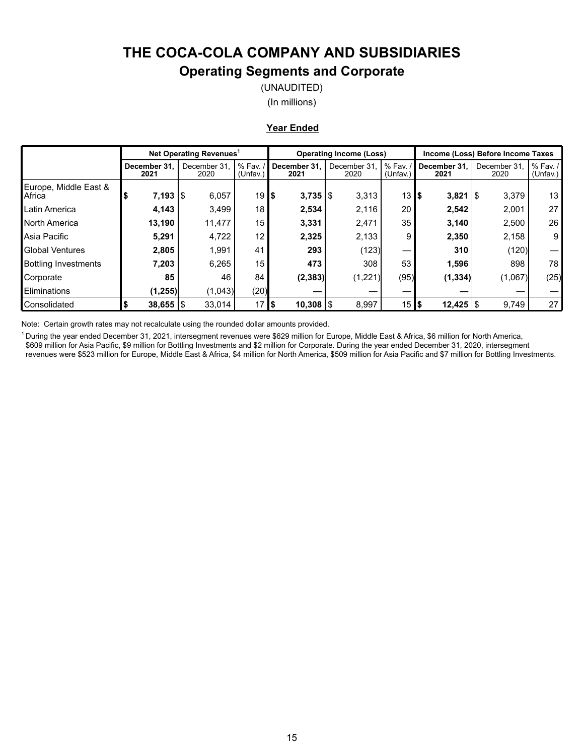# THE COCA-COLA COMPANY AND SUBSIDIARIES

## Operating Segments and Corporate

(UNAUDITED)

(In millions)

**Year Ended**

| | Net Operating Revenues[1] | | | Operating Income (Loss) | | | Income (Loss) Before Income Taxes | | |
|---|---|---|---|---|---|---|---|---|---|
| | **December 31, 2021** | December 31, 2020 | % Fav. / (Unfav.) | **December 31, 2021** | December 31, 2020 | % Fav. / (Unfav.) | **December 31, 2021** | December 31, 2020 | % Fav. / (Unfav.) |
| Europe, Middle East & Africa | **$ 7,193** | $ 6,057 | 19 | **$ 3,735** | $ 3,313 | 13 | **$ 3,821** | $ 3,379 | 13 |
| Latin America | **4,143** | 3,499 | 18 | **2,534** | 2,116 | 20 | **2,542** | 2,001 | 27 |
| North America | **13,190** | 11,477 | 15 | **3,331** | 2,471 | 35 | **3,140** | 2,500 | 26 |
| Asia Pacific | **5,291** | 4,722 | 12 | **2,325** | 2,133 | 9 | **2,350** | 2,158 | 9 |
| Global Ventures | **2,805** | 1,991 | 41 | **293** | (123) | — | **310** | (120) | — |
| Bottling Investments | **7,203** | 6,265 | 15 | **473** | 308 | 53 | **1,596** | 898 | 78 |
| Corporate | **85** | 46 | 84 | **(2,383)** | (1,221) | (95) | **(1,334)** | (1,067) | (25) |
| Eliminations | **(1,255)** | (1,043) | (20) | **—** | — | — | **—** | — | — |
| Consolidated | **$ 38,655** | $ 33,014 | 17 | **$ 10,308** | $ 8,997 | 15 | **$ 12,425** | $ 9,749 | 27 |

Note: Certain growth rates may not recalculate using the rounded dollar amounts provided.

[1] During the year ended December 31, 2021, intersegment revenues were $629 million for Europe, Middle East & Africa, $6 million for North America, $609 million for Asia Pacific, $9 million for Bottling Investments and $2 million for Corporate. During the year ended December 31, 2020, intersegment revenues were $523 million for Europe, Middle East & Africa, $4 million for North America, $509 million for Asia Pacific and $7 million for Bottling Investments.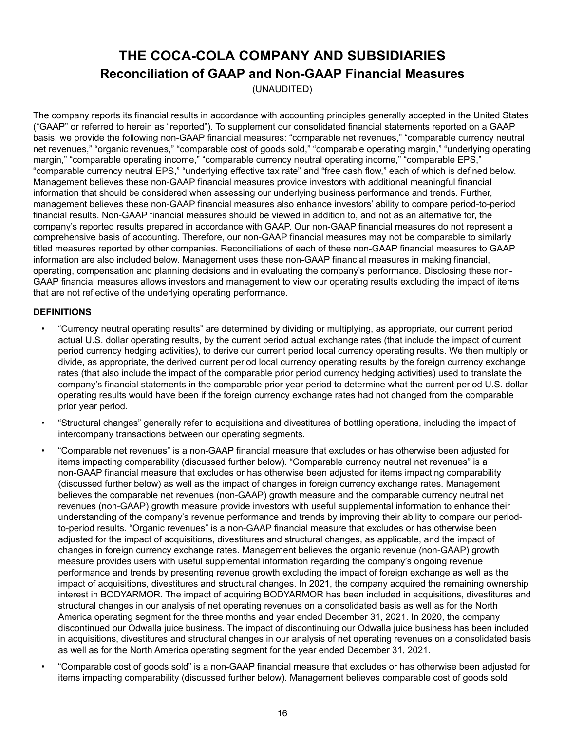# THE COCA-COLA COMPANY AND SUBSIDIARIES
## Reconciliation of GAAP and Non-GAAP Financial Measures
(UNAUDITED)

The company reports its financial results in accordance with accounting principles generally accepted in the United States ("GAAP" or referred to herein as "reported"). To supplement our consolidated financial statements reported on a GAAP basis, we provide the following non-GAAP financial measures: "comparable net revenues," "comparable currency neutral net revenues," "organic revenues," "comparable cost of goods sold," "comparable operating margin," "underlying operating margin," "comparable operating income," "comparable currency neutral operating income," "comparable EPS," "comparable currency neutral EPS," "underlying effective tax rate" and "free cash flow," each of which is defined below. Management believes these non-GAAP financial measures provide investors with additional meaningful financial information that should be considered when assessing our underlying business performance and trends. Further, management believes these non-GAAP financial measures also enhance investors' ability to compare period-to-period financial results. Non-GAAP financial measures should be viewed in addition to, and not as an alternative for, the company's reported results prepared in accordance with GAAP. Our non-GAAP financial measures do not represent a comprehensive basis of accounting. Therefore, our non-GAAP financial measures may not be comparable to similarly titled measures reported by other companies. Reconciliations of each of these non-GAAP financial measures to GAAP information are also included below. Management uses these non-GAAP financial measures in making financial, operating, compensation and planning decisions and in evaluating the company's performance. Disclosing these non-GAAP financial measures allows investors and management to view our operating results excluding the impact of items that are not reflective of the underlying operating performance.

**DEFINITIONS**

- "Currency neutral operating results" are determined by dividing or multiplying, as appropriate, our current period actual U.S. dollar operating results, by the current period actual exchange rates (that include the impact of current period currency hedging activities), to derive our current period local currency operating results. We then multiply or divide, as appropriate, the derived current period local currency operating results by the foreign currency exchange rates (that also include the impact of the comparable prior period currency hedging activities) used to translate the company's financial statements in the comparable prior year period to determine what the current period U.S. dollar operating results would have been if the foreign currency exchange rates had not changed from the comparable prior year period.
- "Structural changes" generally refer to acquisitions and divestitures of bottling operations, including the impact of intercompany transactions between our operating segments.
- "Comparable net revenues" is a non-GAAP financial measure that excludes or has otherwise been adjusted for items impacting comparability (discussed further below). "Comparable currency neutral net revenues" is a non-GAAP financial measure that excludes or has otherwise been adjusted for items impacting comparability (discussed further below) as well as the impact of changes in foreign currency exchange rates. Management believes the comparable net revenues (non-GAAP) growth measure and the comparable currency neutral net revenues (non-GAAP) growth measure provide investors with useful supplemental information to enhance their understanding of the company's revenue performance and trends by improving their ability to compare our period-to-period results. "Organic revenues" is a non-GAAP financial measure that excludes or has otherwise been adjusted for the impact of acquisitions, divestitures and structural changes, as applicable, and the impact of changes in foreign currency exchange rates. Management believes the organic revenue (non-GAAP) growth measure provides users with useful supplemental information regarding the company's ongoing revenue performance and trends by presenting revenue growth excluding the impact of foreign exchange as well as the impact of acquisitions, divestitures and structural changes. In 2021, the company acquired the remaining ownership interest in BODYARMOR. The impact of acquiring BODYARMOR has been included in acquisitions, divestitures and structural changes in our analysis of net operating revenues on a consolidated basis as well as for the North America operating segment for the three months and year ended December 31, 2021. In 2020, the company discontinued our Odwalla juice business. The impact of discontinuing our Odwalla juice business has been included in acquisitions, divestitures and structural changes in our analysis of net operating revenues on a consolidated basis as well as for the North America operating segment for the year ended December 31, 2021.
- "Comparable cost of goods sold" is a non-GAAP financial measure that excludes or has otherwise been adjusted for items impacting comparability (discussed further below). Management believes comparable cost of goods sold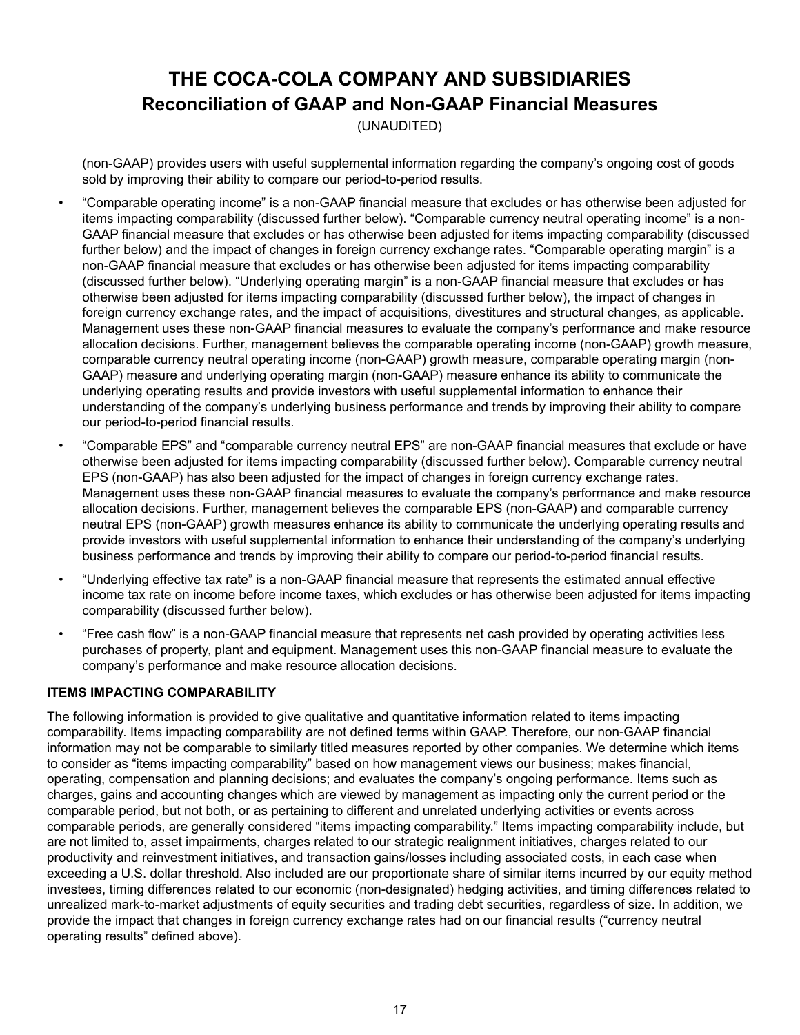# THE COCA-COLA COMPANY AND SUBSIDIARIES
## Reconciliation of GAAP and Non-GAAP Financial Measures
(UNAUDITED)

(non-GAAP) provides users with useful supplemental information regarding the company's ongoing cost of goods sold by improving their ability to compare our period-to-period results.

- "Comparable operating income" is a non-GAAP financial measure that excludes or has otherwise been adjusted for items impacting comparability (discussed further below). "Comparable currency neutral operating income" is a non-GAAP financial measure that excludes or has otherwise been adjusted for items impacting comparability (discussed further below) and the impact of changes in foreign currency exchange rates. "Comparable operating margin" is a non-GAAP financial measure that excludes or has otherwise been adjusted for items impacting comparability (discussed further below). "Underlying operating margin" is a non-GAAP financial measure that excludes or has otherwise been adjusted for items impacting comparability (discussed further below), the impact of changes in foreign currency exchange rates, and the impact of acquisitions, divestitures and structural changes, as applicable. Management uses these non-GAAP financial measures to evaluate the company's performance and make resource allocation decisions. Further, management believes the comparable operating income (non-GAAP) growth measure, comparable currency neutral operating income (non-GAAP) growth measure, comparable operating margin (non-GAAP) measure and underlying operating margin (non-GAAP) measure enhance its ability to communicate the underlying operating results and provide investors with useful supplemental information to enhance their understanding of the company's underlying business performance and trends by improving their ability to compare our period-to-period financial results.
- "Comparable EPS" and "comparable currency neutral EPS" are non-GAAP financial measures that exclude or have otherwise been adjusted for items impacting comparability (discussed further below). Comparable currency neutral EPS (non-GAAP) has also been adjusted for the impact of changes in foreign currency exchange rates. Management uses these non-GAAP financial measures to evaluate the company's performance and make resource allocation decisions. Further, management believes the comparable EPS (non-GAAP) and comparable currency neutral EPS (non-GAAP) growth measures enhance its ability to communicate the underlying operating results and provide investors with useful supplemental information to enhance their understanding of the company's underlying business performance and trends by improving their ability to compare our period-to-period financial results.
- "Underlying effective tax rate" is a non-GAAP financial measure that represents the estimated annual effective income tax rate on income before income taxes, which excludes or has otherwise been adjusted for items impacting comparability (discussed further below).
- "Free cash flow" is a non-GAAP financial measure that represents net cash provided by operating activities less purchases of property, plant and equipment. Management uses this non-GAAP financial measure to evaluate the company's performance and make resource allocation decisions.

**ITEMS IMPACTING COMPARABILITY**

The following information is provided to give qualitative and quantitative information related to items impacting comparability. Items impacting comparability are not defined terms within GAAP. Therefore, our non-GAAP financial information may not be comparable to similarly titled measures reported by other companies. We determine which items to consider as "items impacting comparability" based on how management views our business; makes financial, operating, compensation and planning decisions; and evaluates the company's ongoing performance. Items such as charges, gains and accounting changes which are viewed by management as impacting only the current period or the comparable period, but not both, or as pertaining to different and unrelated underlying activities or events across comparable periods, are generally considered "items impacting comparability." Items impacting comparability include, but are not limited to, asset impairments, charges related to our strategic realignment initiatives, charges related to our productivity and reinvestment initiatives, and transaction gains/losses including associated costs, in each case when exceeding a U.S. dollar threshold. Also included are our proportionate share of similar items incurred by our equity method investees, timing differences related to our economic (non-designated) hedging activities, and timing differences related to unrealized mark-to-market adjustments of equity securities and trading debt securities, regardless of size. In addition, we provide the impact that changes in foreign currency exchange rates had on our financial results ("currency neutral operating results" defined above).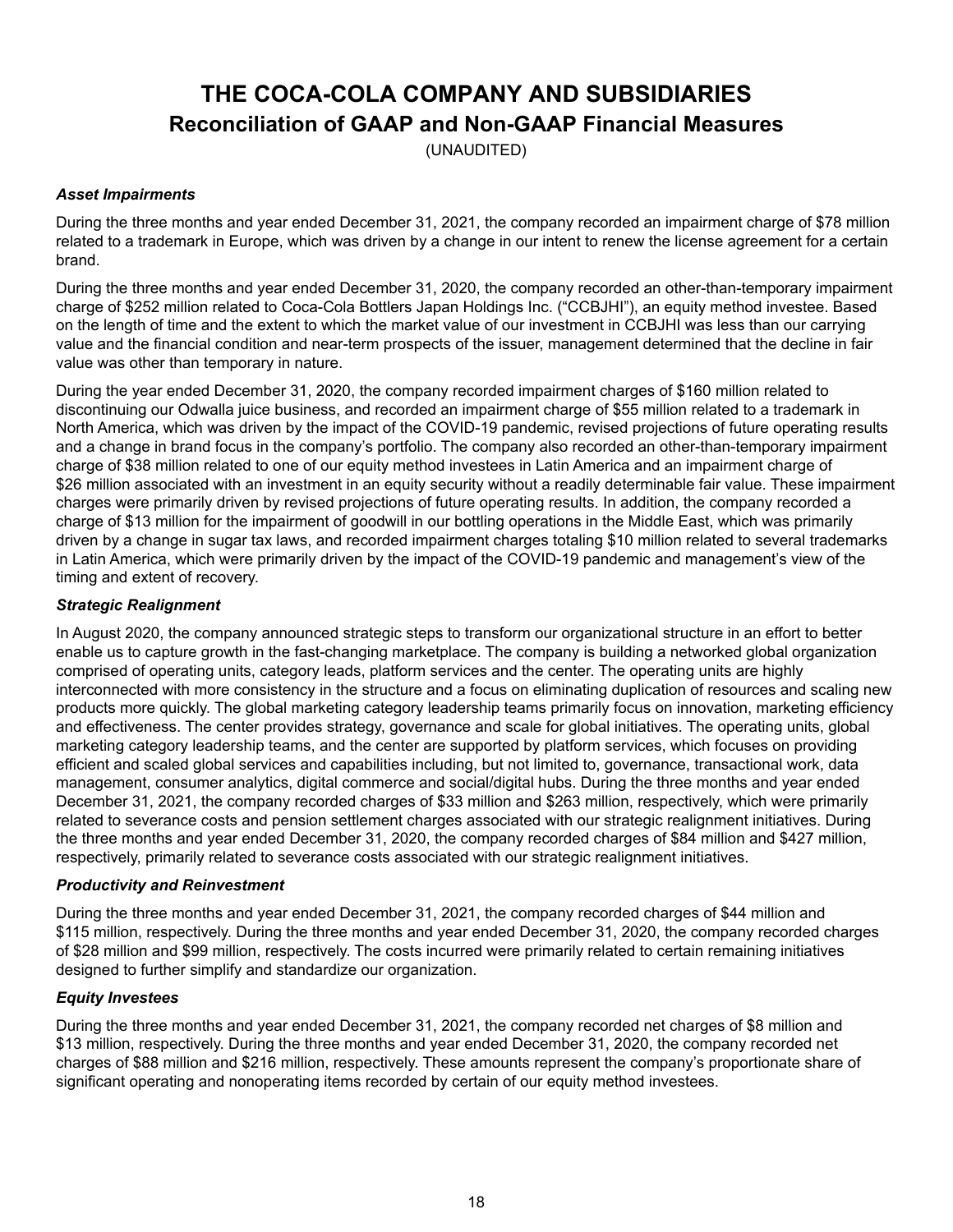# THE COCA-COLA COMPANY AND SUBSIDIARIES
## Reconciliation of GAAP and Non-GAAP Financial Measures

(UNAUDITED)

### *Asset Impairments*

During the three months and year ended December 31, 2021, the company recorded an impairment charge of $78 million related to a trademark in Europe, which was driven by a change in our intent to renew the license agreement for a certain brand.

During the three months and year ended December 31, 2020, the company recorded an other-than-temporary impairment charge of $252 million related to Coca-Cola Bottlers Japan Holdings Inc. ("CCBJHI"), an equity method investee. Based on the length of time and the extent to which the market value of our investment in CCBJHI was less than our carrying value and the financial condition and near-term prospects of the issuer, management determined that the decline in fair value was other than temporary in nature.

During the year ended December 31, 2020, the company recorded impairment charges of $160 million related to discontinuing our Odwalla juice business, and recorded an impairment charge of $55 million related to a trademark in North America, which was driven by the impact of the COVID-19 pandemic, revised projections of future operating results and a change in brand focus in the company's portfolio. The company also recorded an other-than-temporary impairment charge of $38 million related to one of our equity method investees in Latin America and an impairment charge of $26 million associated with an investment in an equity security without a readily determinable fair value. These impairment charges were primarily driven by revised projections of future operating results. In addition, the company recorded a charge of $13 million for the impairment of goodwill in our bottling operations in the Middle East, which was primarily driven by a change in sugar tax laws, and recorded impairment charges totaling $10 million related to several trademarks in Latin America, which were primarily driven by the impact of the COVID-19 pandemic and management's view of the timing and extent of recovery.

### *Strategic Realignment*

In August 2020, the company announced strategic steps to transform our organizational structure in an effort to better enable us to capture growth in the fast-changing marketplace. The company is building a networked global organization comprised of operating units, category leads, platform services and the center. The operating units are highly interconnected with more consistency in the structure and a focus on eliminating duplication of resources and scaling new products more quickly. The global marketing category leadership teams primarily focus on innovation, marketing efficiency and effectiveness. The center provides strategy, governance and scale for global initiatives. The operating units, global marketing category leadership teams, and the center are supported by platform services, which focuses on providing efficient and scaled global services and capabilities including, but not limited to, governance, transactional work, data management, consumer analytics, digital commerce and social/digital hubs. During the three months and year ended December 31, 2021, the company recorded charges of $33 million and $263 million, respectively, which were primarily related to severance costs and pension settlement charges associated with our strategic realignment initiatives. During the three months and year ended December 31, 2020, the company recorded charges of $84 million and $427 million, respectively, primarily related to severance costs associated with our strategic realignment initiatives.

### *Productivity and Reinvestment*

During the three months and year ended December 31, 2021, the company recorded charges of $44 million and $115 million, respectively. During the three months and year ended December 31, 2020, the company recorded charges of $28 million and $99 million, respectively. The costs incurred were primarily related to certain remaining initiatives designed to further simplify and standardize our organization.

### *Equity Investees*

During the three months and year ended December 31, 2021, the company recorded net charges of $8 million and $13 million, respectively. During the three months and year ended December 31, 2020, the company recorded net charges of $88 million and $216 million, respectively. These amounts represent the company's proportionate share of significant operating and nonoperating items recorded by certain of our equity method investees.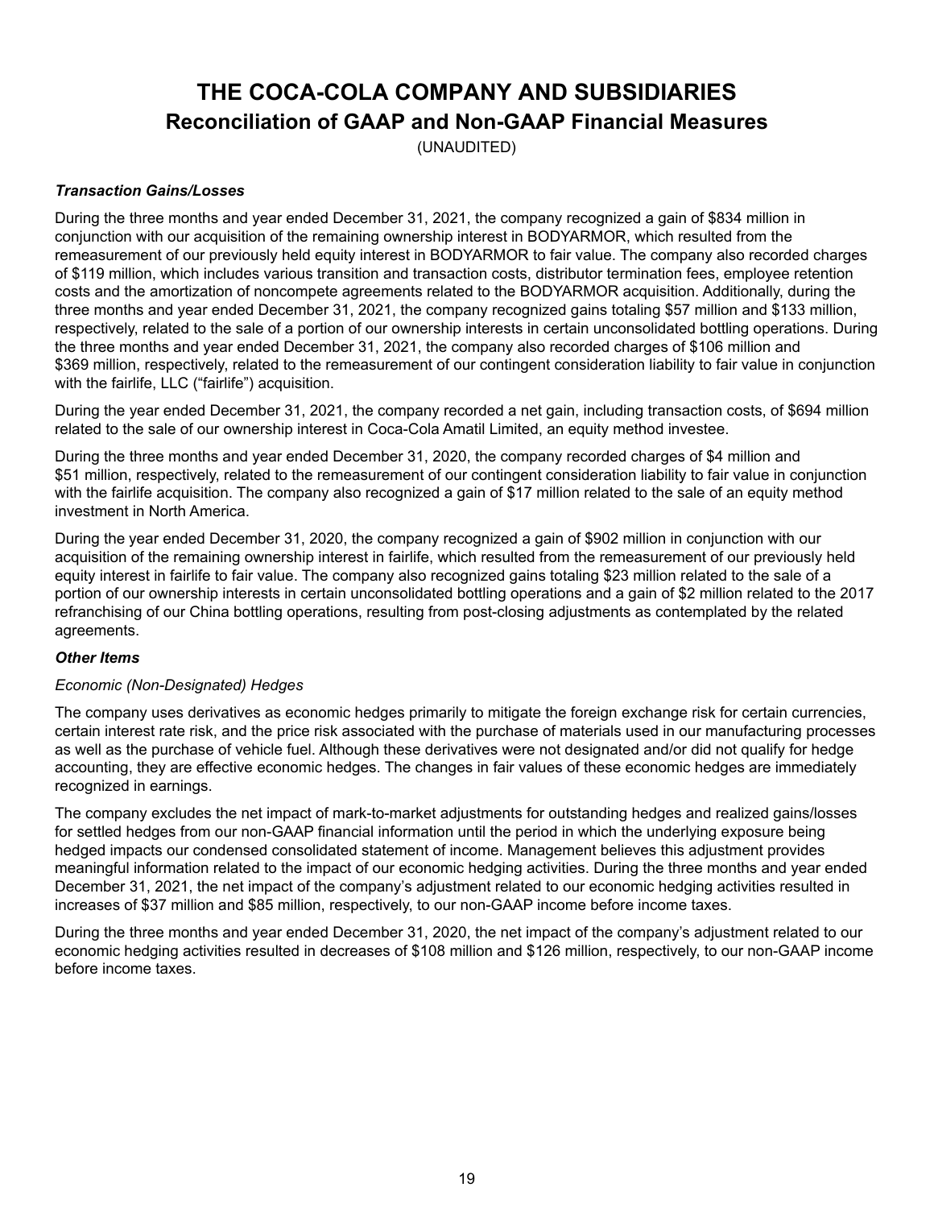# THE COCA-COLA COMPANY AND SUBSIDIARIES

## Reconciliation of GAAP and Non-GAAP Financial Measures

(UNAUDITED)

***Transaction Gains/Losses***

During the three months and year ended December 31, 2021, the company recognized a gain of $834 million in conjunction with our acquisition of the remaining ownership interest in BODYARMOR, which resulted from the remeasurement of our previously held equity interest in BODYARMOR to fair value. The company also recorded charges of $119 million, which includes various transition and transaction costs, distributor termination fees, employee retention costs and the amortization of noncompete agreements related to the BODYARMOR acquisition. Additionally, during the three months and year ended December 31, 2021, the company recognized gains totaling $57 million and $133 million, respectively, related to the sale of a portion of our ownership interests in certain unconsolidated bottling operations. During the three months and year ended December 31, 2021, the company also recorded charges of $106 million and $369 million, respectively, related to the remeasurement of our contingent consideration liability to fair value in conjunction with the fairlife, LLC ("fairlife") acquisition.

During the year ended December 31, 2021, the company recorded a net gain, including transaction costs, of $694 million related to the sale of our ownership interest in Coca-Cola Amatil Limited, an equity method investee.

During the three months and year ended December 31, 2020, the company recorded charges of $4 million and $51 million, respectively, related to the remeasurement of our contingent consideration liability to fair value in conjunction with the fairlife acquisition. The company also recognized a gain of $17 million related to the sale of an equity method investment in North America.

During the year ended December 31, 2020, the company recognized a gain of $902 million in conjunction with our acquisition of the remaining ownership interest in fairlife, which resulted from the remeasurement of our previously held equity interest in fairlife to fair value. The company also recognized gains totaling $23 million related to the sale of a portion of our ownership interests in certain unconsolidated bottling operations and a gain of $2 million related to the 2017 refranchising of our China bottling operations, resulting from post-closing adjustments as contemplated by the related agreements.

***Other Items***

*Economic (Non-Designated) Hedges*

The company uses derivatives as economic hedges primarily to mitigate the foreign exchange risk for certain currencies, certain interest rate risk, and the price risk associated with the purchase of materials used in our manufacturing processes as well as the purchase of vehicle fuel. Although these derivatives were not designated and/or did not qualify for hedge accounting, they are effective economic hedges. The changes in fair values of these economic hedges are immediately recognized in earnings.

The company excludes the net impact of mark-to-market adjustments for outstanding hedges and realized gains/losses for settled hedges from our non-GAAP financial information until the period in which the underlying exposure being hedged impacts our condensed consolidated statement of income. Management believes this adjustment provides meaningful information related to the impact of our economic hedging activities. During the three months and year ended December 31, 2021, the net impact of the company's adjustment related to our economic hedging activities resulted in increases of $37 million and $85 million, respectively, to our non-GAAP income before income taxes.

During the three months and year ended December 31, 2020, the net impact of the company's adjustment related to our economic hedging activities resulted in decreases of $108 million and $126 million, respectively, to our non-GAAP income before income taxes.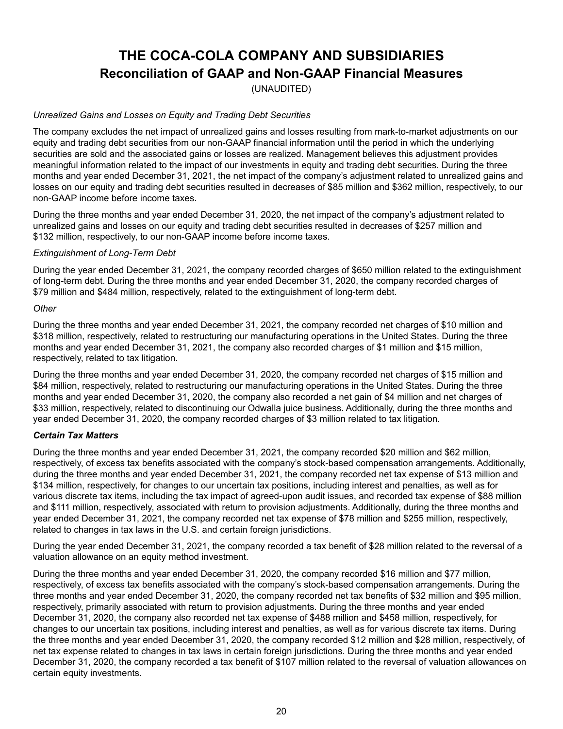# THE COCA-COLA COMPANY AND SUBSIDIARIES

## Reconciliation of GAAP and Non-GAAP Financial Measures

(UNAUDITED)

*Unrealized Gains and Losses on Equity and Trading Debt Securities*

The company excludes the net impact of unrealized gains and losses resulting from mark-to-market adjustments on our equity and trading debt securities from our non-GAAP financial information until the period in which the underlying securities are sold and the associated gains or losses are realized. Management believes this adjustment provides meaningful information related to the impact of our investments in equity and trading debt securities. During the three months and year ended December 31, 2021, the net impact of the company's adjustment related to unrealized gains and losses on our equity and trading debt securities resulted in decreases of $85 million and $362 million, respectively, to our non-GAAP income before income taxes.

During the three months and year ended December 31, 2020, the net impact of the company's adjustment related to unrealized gains and losses on our equity and trading debt securities resulted in decreases of $257 million and $132 million, respectively, to our non-GAAP income before income taxes.

*Extinguishment of Long-Term Debt*

During the year ended December 31, 2021, the company recorded charges of $650 million related to the extinguishment of long-term debt. During the three months and year ended December 31, 2020, the company recorded charges of $79 million and $484 million, respectively, related to the extinguishment of long-term debt.

*Other*

During the three months and year ended December 31, 2021, the company recorded net charges of $10 million and $318 million, respectively, related to restructuring our manufacturing operations in the United States. During the three months and year ended December 31, 2021, the company also recorded charges of $1 million and $15 million, respectively, related to tax litigation.

During the three months and year ended December 31, 2020, the company recorded net charges of $15 million and $84 million, respectively, related to restructuring our manufacturing operations in the United States. During the three months and year ended December 31, 2020, the company also recorded a net gain of $4 million and net charges of $33 million, respectively, related to discontinuing our Odwalla juice business. Additionally, during the three months and year ended December 31, 2020, the company recorded charges of $3 million related to tax litigation.

***Certain Tax Matters***

During the three months and year ended December 31, 2021, the company recorded $20 million and $62 million, respectively, of excess tax benefits associated with the company's stock-based compensation arrangements. Additionally, during the three months and year ended December 31, 2021, the company recorded net tax expense of $13 million and $134 million, respectively, for changes to our uncertain tax positions, including interest and penalties, as well as for various discrete tax items, including the tax impact of agreed-upon audit issues, and recorded tax expense of $88 million and $111 million, respectively, associated with return to provision adjustments. Additionally, during the three months and year ended December 31, 2021, the company recorded net tax expense of $78 million and $255 million, respectively, related to changes in tax laws in the U.S. and certain foreign jurisdictions.

During the year ended December 31, 2021, the company recorded a tax benefit of $28 million related to the reversal of a valuation allowance on an equity method investment.

During the three months and year ended December 31, 2020, the company recorded $16 million and $77 million, respectively, of excess tax benefits associated with the company's stock-based compensation arrangements. During the three months and year ended December 31, 2020, the company recorded net tax benefits of $32 million and $95 million, respectively, primarily associated with return to provision adjustments. During the three months and year ended December 31, 2020, the company also recorded net tax expense of $488 million and $458 million, respectively, for changes to our uncertain tax positions, including interest and penalties, as well as for various discrete tax items. During the three months and year ended December 31, 2020, the company recorded $12 million and $28 million, respectively, of net tax expense related to changes in tax laws in certain foreign jurisdictions. During the three months and year ended December 31, 2020, the company recorded a tax benefit of $107 million related to the reversal of valuation allowances on certain equity investments.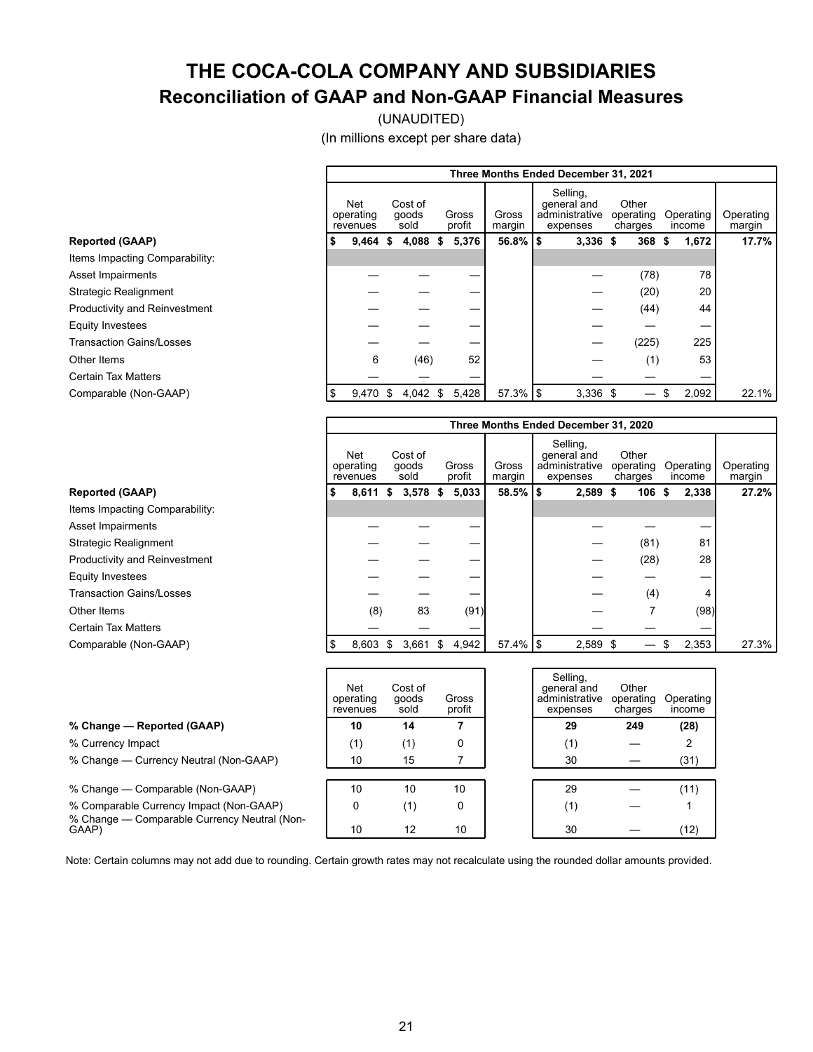# THE COCA-COLA COMPANY AND SUBSIDIARIES

## Reconciliation of GAAP and Non-GAAP Financial Measures

(UNAUDITED)

(In millions except per share data)

| | Three Months Ended December 31, 2021 | | | | | | | |
|---|---|---|---|---|---|---|---|---|
| | Net operating revenues | Cost of goods sold | Gross profit | Gross margin | Selling, general and administrative expenses | Other operating charges | Operating income | Operating margin |
| **Reported (GAAP)** | **$ 9,464** | **$ 4,088** | **$ 5,376** | **56.8%** | **$ 3,336** | **$ 368** | **$ 1,672** | **17.7%** |
| Items Impacting Comparability: | | | | | | | | |
| Asset Impairments | — | — | — | | — | (78) | 78 | |
| Strategic Realignment | — | — | — | | — | (20) | 20 | |
| Productivity and Reinvestment | — | — | — | | — | (44) | 44 | |
| Equity Investees | — | — | — | | — | — | — | |
| Transaction Gains/Losses | — | — | — | | — | (225) | 225 | |
| Other Items | 6 | (46) | 52 | | — | (1) | 53 | |
| Certain Tax Matters | — | — | — | | — | — | — | |
| Comparable (Non-GAAP) | $ 9,470 | $ 4,042 | $ 5,428 | 57.3% | $ 3,336 | $ — | $ 2,092 | 22.1% |

| | Three Months Ended December 31, 2020 | | | | | | | |
|---|---|---|---|---|---|---|---|---|
| | Net operating revenues | Cost of goods sold | Gross profit | Gross margin | Selling, general and administrative expenses | Other operating charges | Operating income | Operating margin |
| **Reported (GAAP)** | **$ 8,611** | **$ 3,578** | **$ 5,033** | **58.5%** | **$ 2,589** | **$ 106** | **$ 2,338** | **27.2%** |
| Items Impacting Comparability: | | | | | | | | |
| Asset Impairments | — | — | — | | — | — | — | |
| Strategic Realignment | — | — | — | | — | (81) | 81 | |
| Productivity and Reinvestment | — | — | — | | — | (28) | 28 | |
| Equity Investees | — | — | — | | — | — | — | |
| Transaction Gains/Losses | — | — | — | | — | (4) | 4 | |
| Other Items | (8) | 83 | (91) | | — | 7 | (98) | |
| Certain Tax Matters | — | — | — | | — | — | — | |
| Comparable (Non-GAAP) | $ 8,603 | $ 3,661 | $ 4,942 | 57.4% | $ 2,589 | $ — | $ 2,353 | 27.3% |

| | Net operating revenues | Cost of goods sold | Gross profit | Selling, general and administrative expenses | Other operating charges | Operating income |
|---|---|---|---|---|---|---|
| **% Change — Reported (GAAP)** | **10** | **14** | **7** | **29** | **249** | **(28)** |
| % Currency Impact | (1) | (1) | 0 | (1) | — | 2 |
| % Change — Currency Neutral (Non-GAAP) | 10 | 15 | 7 | 30 | — | (31) |
| % Change — Comparable (Non-GAAP) | 10 | 10 | 10 | 29 | — | (11) |
| % Comparable Currency Impact (Non-GAAP) | 0 | (1) | 0 | (1) | — | 1 |
| % Change — Comparable Currency Neutral (Non-GAAP) | 10 | 12 | 10 | 30 | — | (12) |

Note: Certain columns may not add due to rounding. Certain growth rates may not recalculate using the rounded dollar amounts provided.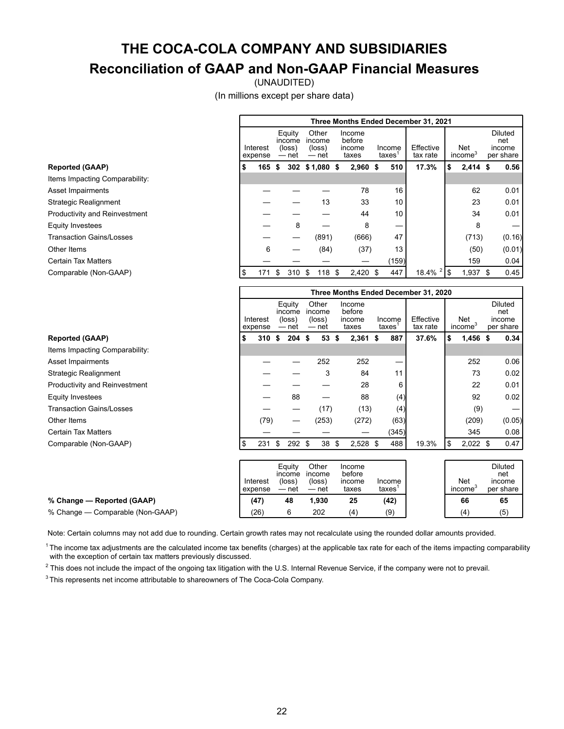# THE COCA-COLA COMPANY AND SUBSIDIARIES

## Reconciliation of GAAP and Non-GAAP Financial Measures

(UNAUDITED)

(In millions except per share data)

| | Three Months Ended December 31, 2021 | | | | | | | |
|---|---|---|---|---|---|---|---|---|
| | Interest expense | Equity income (loss) — net | Other income (loss) — net | Income before income taxes | Income taxes[1] | Effective tax rate | Net income[3] | Diluted net income per share |
| **Reported (GAAP)** | **$ 165** | **$ 302** | **$ 1,080** | **$ 2,960** | **$ 510** | **17.3%** | **$ 2,414** | **$ 0.56** |
| Items Impacting Comparability: | | | | | | | | |
| Asset Impairments | — | — | — | 78 | 16 | | 62 | 0.01 |
| Strategic Realignment | — | — | 13 | 33 | 10 | | 23 | 0.01 |
| Productivity and Reinvestment | — | — | — | 44 | 10 | | 34 | 0.01 |
| Equity Investees | — | 8 | — | 8 | — | | 8 | — |
| Transaction Gains/Losses | — | — | (891) | (666) | 47 | | (713) | (0.16) |
| Other Items | 6 | — | (84) | (37) | 13 | | (50) | (0.01) |
| Certain Tax Matters | — | — | — | — | (159) | | 159 | 0.04 |
| Comparable (Non-GAAP) | $ 171 | $ 310 | $ 118 | $ 2,420 | $ 447 | 18.4% [2] | $ 1,937 | $ 0.45 |

| | Three Months Ended December 31, 2020 | | | | | | | |
|---|---|---|---|---|---|---|---|---|
| | Interest expense | Equity income (loss) — net | Other income (loss) — net | Income before income taxes | Income taxes[1] | Effective tax rate | Net income[3] | Diluted net income per share |
| **Reported (GAAP)** | **$ 310** | **$ 204** | **$ 53** | **$ 2,361** | **$ 887** | **37.6%** | **$ 1,456** | **$ 0.34** |
| Items Impacting Comparability: | | | | | | | | |
| Asset Impairments | — | — | 252 | 252 | — | | 252 | 0.06 |
| Strategic Realignment | — | — | 3 | 84 | 11 | | 73 | 0.02 |
| Productivity and Reinvestment | — | — | — | 28 | 6 | | 22 | 0.01 |
| Equity Investees | — | 88 | — | 88 | (4) | | 92 | 0.02 |
| Transaction Gains/Losses | — | — | (17) | (13) | (4) | | (9) | — |
| Other Items | (79) | — | (253) | (272) | (63) | | (209) | (0.05) |
| Certain Tax Matters | — | — | — | — | (345) | | 345 | 0.08 |
| Comparable (Non-GAAP) | $ 231 | $ 292 | $ 38 | $ 2,528 | $ 488 | 19.3% | $ 2,022 | $ 0.47 |

| | Interest expense | Equity income (loss) — net | Other income (loss) — net | Income before income taxes | Income taxes[1] | Net income[3] | Diluted net income per share |
|---|---|---|---|---|---|---|---|
| **% Change — Reported (GAAP)** | **(47)** | **48** | **1,930** | **25** | **(42)** | **66** | **65** |
| % Change — Comparable (Non-GAAP) | (26) | 6 | 202 | (4) | (9) | (4) | (5) |

Note: Certain columns may not add due to rounding. Certain growth rates may not recalculate using the rounded dollar amounts provided.

[1] The income tax adjustments are the calculated income tax benefits (charges) at the applicable tax rate for each of the items impacting comparability with the exception of certain tax matters previously discussed.

[2] This does not include the impact of the ongoing tax litigation with the U.S. Internal Revenue Service, if the company were not to prevail.

[3] This represents net income attributable to shareowners of The Coca-Cola Company.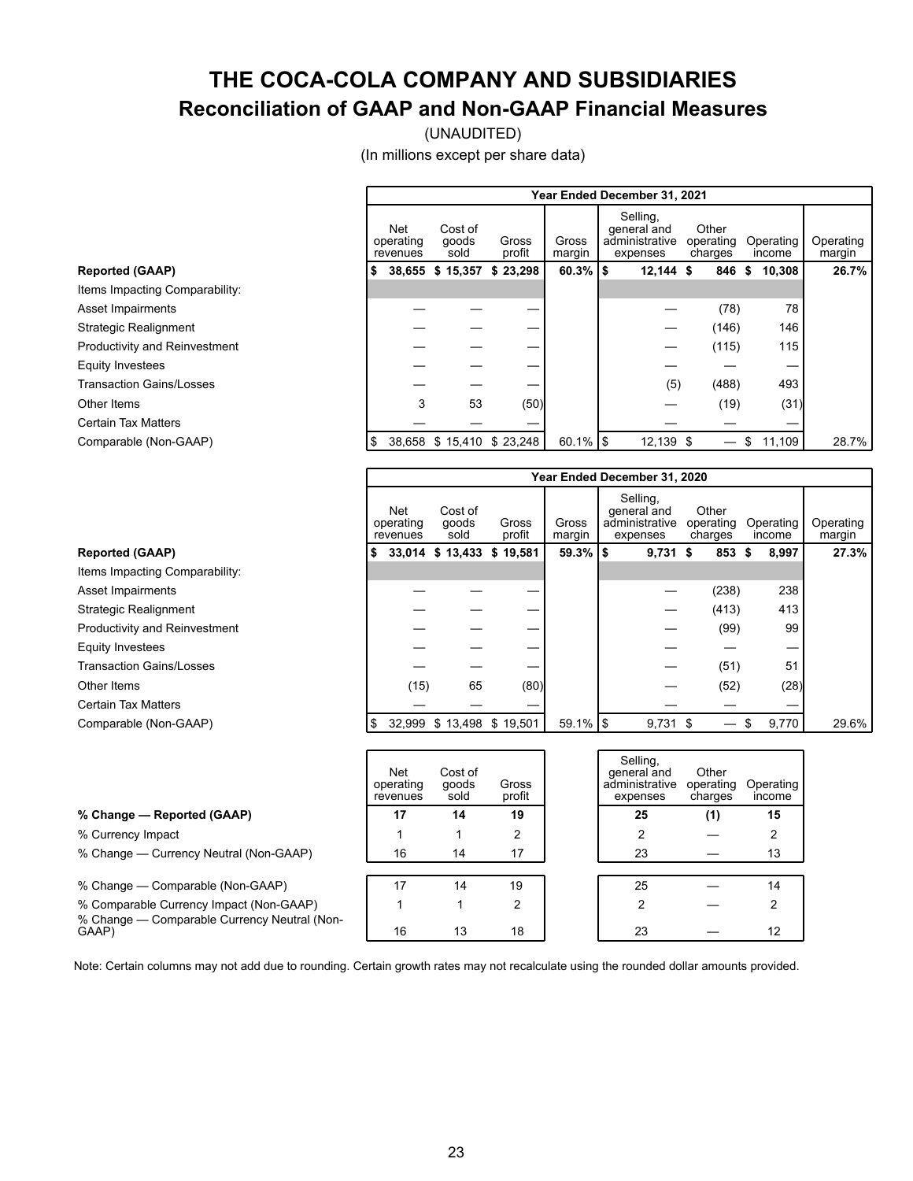# THE COCA-COLA COMPANY AND SUBSIDIARIES

## Reconciliation of GAAP and Non-GAAP Financial Measures

(UNAUDITED)

(In millions except per share data)

| | Year Ended December 31, 2021 | | | | | | | |
|---|---|---|---|---|---|---|---|---|
| | Net operating revenues | Cost of goods sold | Gross profit | Gross margin | Selling, general and administrative expenses | Other operating charges | Operating income | Operating margin |
| **Reported (GAAP)** | **$ 38,655** | **$ 15,357** | **$ 23,298** | **60.3%** | **$ 12,144** | **$ 846** | **$ 10,308** | **26.7%** |
| Items Impacting Comparability: | | | | | | | | |
| Asset Impairments | — | — | — | | — | (78) | 78 | |
| Strategic Realignment | — | — | — | | — | (146) | 146 | |
| Productivity and Reinvestment | — | — | — | | — | (115) | 115 | |
| Equity Investees | — | — | — | | — | — | — | |
| Transaction Gains/Losses | — | — | — | | (5) | (488) | 493 | |
| Other Items | 3 | 53 | (50) | | — | (19) | (31) | |
| Certain Tax Matters | — | — | — | | — | — | — | |
| Comparable (Non-GAAP) | $ 38,658 | $ 15,410 | $ 23,248 | 60.1% | $ 12,139 | $ — | $ 11,109 | 28.7% |

| | Year Ended December 31, 2020 | | | | | | | |
|---|---|---|---|---|---|---|---|---|
| | Net operating revenues | Cost of goods sold | Gross profit | Gross margin | Selling, general and administrative expenses | Other operating charges | Operating income | Operating margin |
| **Reported (GAAP)** | **$ 33,014** | **$ 13,433** | **$ 19,581** | **59.3%** | **$ 9,731** | **$ 853** | **$ 8,997** | **27.3%** |
| Items Impacting Comparability: | | | | | | | | |
| Asset Impairments | — | — | — | | — | (238) | 238 | |
| Strategic Realignment | — | — | — | | — | (413) | 413 | |
| Productivity and Reinvestment | — | — | — | | — | (99) | 99 | |
| Equity Investees | — | — | — | | — | — | — | |
| Transaction Gains/Losses | — | — | — | | — | (51) | 51 | |
| Other Items | (15) | 65 | (80) | | — | (52) | (28) | |
| Certain Tax Matters | — | — | — | | — | — | — | |
| Comparable (Non-GAAP) | $ 32,999 | $ 13,498 | $ 19,501 | 59.1% | $ 9,731 | $ — | $ 9,770 | 29.6% |

| | Net operating revenues | Cost of goods sold | Gross profit | Selling, general and administrative expenses | Other operating charges | Operating income |
|---|---|---|---|---|---|---|
| **% Change — Reported (GAAP)** | **17** | **14** | **19** | **25** | **(1)** | **15** |
| % Currency Impact | 1 | 1 | 2 | 2 | — | 2 |
| % Change — Currency Neutral (Non-GAAP) | 16 | 14 | 17 | 23 | — | 13 |
| % Change — Comparable (Non-GAAP) | 17 | 14 | 19 | 25 | — | 14 |
| % Comparable Currency Impact (Non-GAAP) | 1 | 1 | 2 | 2 | — | 2 |
| % Change — Comparable Currency Neutral (Non-GAAP) | 16 | 13 | 18 | 23 | — | 12 |

Note: Certain columns may not add due to rounding. Certain growth rates may not recalculate using the rounded dollar amounts provided.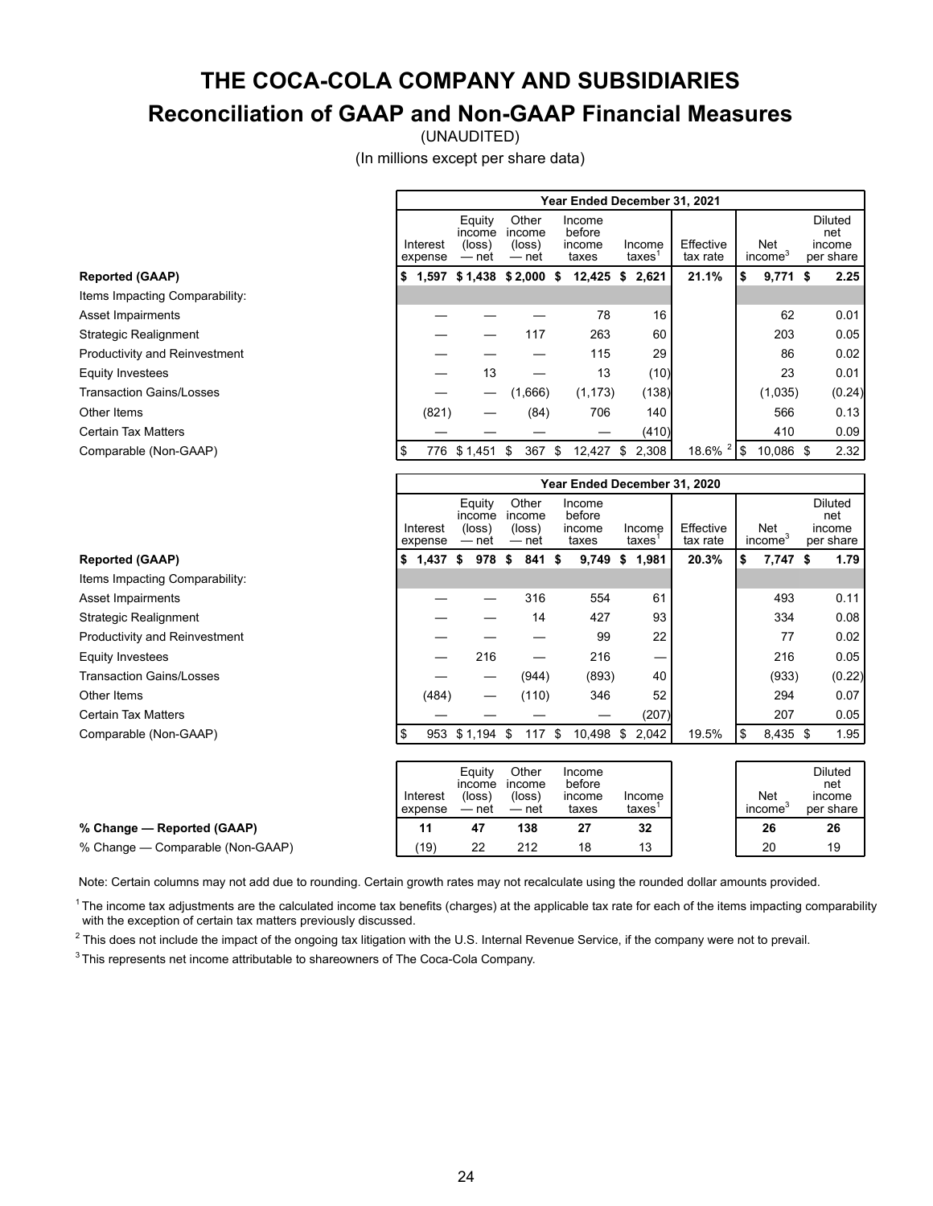# THE COCA-COLA COMPANY AND SUBSIDIARIES

## Reconciliation of GAAP and Non-GAAP Financial Measures

(UNAUDITED)

(In millions except per share data)

| | Year Ended December 31, 2021 | | | | | | | |
|---|---|---|---|---|---|---|---|---|
| | Interest expense | Equity income (loss) — net | Other income (loss) — net | Income before income taxes | Income taxes[1] | Effective tax rate | Net income[3] | Diluted net income per share |
| **Reported (GAAP)** | **$ 1,597** | **$ 1,438** | **$ 2,000** | **$ 12,425** | **$ 2,621** | **21.1%** | **$ 9,771** | **$ 2.25** |
| Items Impacting Comparability: | | | | | | | | |
| Asset Impairments | — | — | — | 78 | 16 | | 62 | 0.01 |
| Strategic Realignment | — | — | 117 | 263 | 60 | | 203 | 0.05 |
| Productivity and Reinvestment | — | — | — | 115 | 29 | | 86 | 0.02 |
| Equity Investees | — | 13 | — | 13 | (10) | | 23 | 0.01 |
| Transaction Gains/Losses | — | — | (1,666) | (1,173) | (138) | | (1,035) | (0.24) |
| Other Items | (821) | — | (84) | 706 | 140 | | 566 | 0.13 |
| Certain Tax Matters | — | — | — | — | (410) | | 410 | 0.09 |
| Comparable (Non-GAAP) | $ 776 | $ 1,451 | $ 367 | $ 12,427 | $ 2,308 | 18.6% [2] | $ 10,086 | $ 2.32 |

| | Year Ended December 31, 2020 | | | | | | | |
|---|---|---|---|---|---|---|---|---|
| | Interest expense | Equity income (loss) — net | Other income (loss) — net | Income before income taxes | Income taxes[1] | Effective tax rate | Net income[3] | Diluted net income per share |
| **Reported (GAAP)** | **$ 1,437** | **$ 978** | **$ 841** | **$ 9,749** | **$ 1,981** | **20.3%** | **$ 7,747** | **$ 1.79** |
| Items Impacting Comparability: | | | | | | | | |
| Asset Impairments | — | — | 316 | 554 | 61 | | 493 | 0.11 |
| Strategic Realignment | — | — | 14 | 427 | 93 | | 334 | 0.08 |
| Productivity and Reinvestment | — | — | — | 99 | 22 | | 77 | 0.02 |
| Equity Investees | — | 216 | — | 216 | — | | 216 | 0.05 |
| Transaction Gains/Losses | — | — | (944) | (893) | 40 | | (933) | (0.22) |
| Other Items | (484) | — | (110) | 346 | 52 | | 294 | 0.07 |
| Certain Tax Matters | — | — | — | — | (207) | | 207 | 0.05 |
| Comparable (Non-GAAP) | $ 953 | $ 1,194 | $ 117 | $ 10,498 | $ 2,042 | 19.5% | $ 8,435 | $ 1.95 |

| | Interest expense | Equity income (loss) — net | Other income (loss) — net | Income before income taxes | Income taxes[1] | Net income[3] | Diluted net income per share |
|---|---|---|---|---|---|---|---|
| **% Change — Reported (GAAP)** | **11** | **47** | **138** | **27** | **32** | **26** | **26** |
| % Change — Comparable (Non-GAAP) | (19) | 22 | 212 | 18 | 13 | 20 | 19 |

Note: Certain columns may not add due to rounding. Certain growth rates may not recalculate using the rounded dollar amounts provided.

[1] The income tax adjustments are the calculated income tax benefits (charges) at the applicable tax rate for each of the items impacting comparability with the exception of certain tax matters previously discussed.

[2] This does not include the impact of the ongoing tax litigation with the U.S. Internal Revenue Service, if the company were not to prevail.

[3] This represents net income attributable to shareowners of The Coca-Cola Company.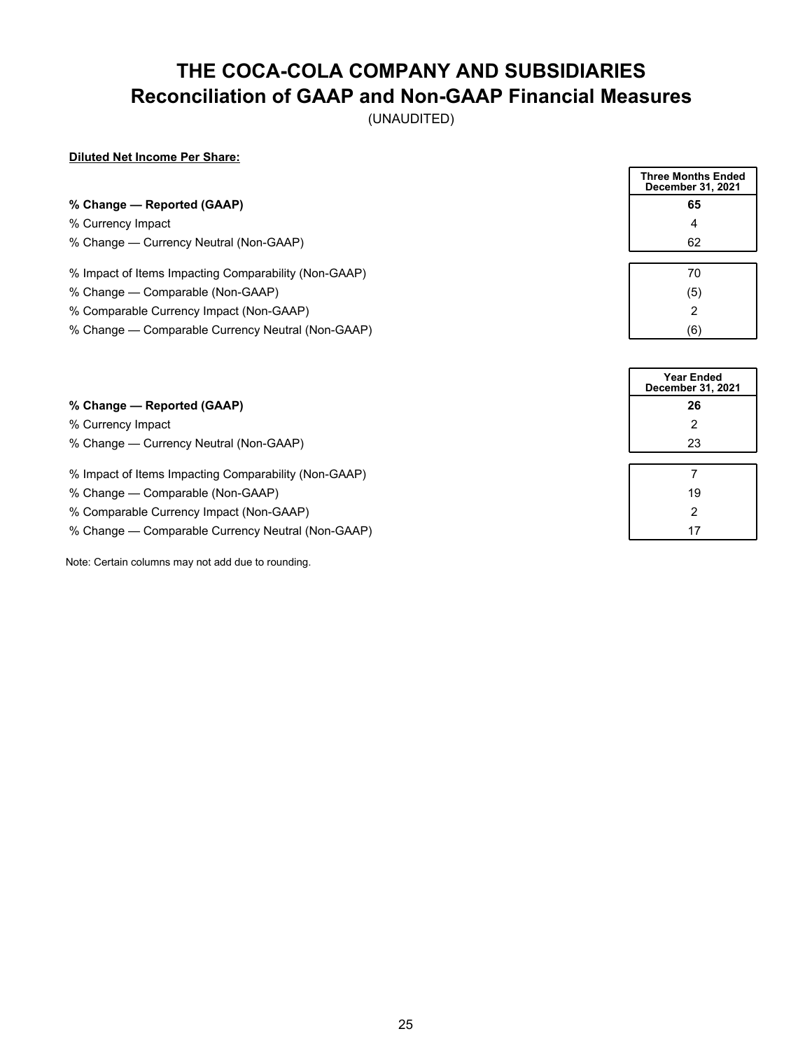# THE COCA-COLA COMPANY AND SUBSIDIARIES
## Reconciliation of GAAP and Non-GAAP Financial Measures

(UNAUDITED)

**Diluted Net Income Per Share:**

| | Three Months Ended December 31, 2021 |
|---|---|
| **% Change — Reported (GAAP)** | **65** |
| % Currency Impact | 4 |
| % Change — Currency Neutral (Non-GAAP) | 62 |
| % Impact of Items Impacting Comparability (Non-GAAP) | 70 |
| % Change — Comparable (Non-GAAP) | (5) |
| % Comparable Currency Impact (Non-GAAP) | 2 |
| % Change — Comparable Currency Neutral (Non-GAAP) | (6) |

| | Year Ended December 31, 2021 |
|---|---|
| **% Change — Reported (GAAP)** | **26** |
| % Currency Impact | 2 |
| % Change — Currency Neutral (Non-GAAP) | 23 |
| % Impact of Items Impacting Comparability (Non-GAAP) | 7 |
| % Change — Comparable (Non-GAAP) | 19 |
| % Comparable Currency Impact (Non-GAAP) | 2 |
| % Change — Comparable Currency Neutral (Non-GAAP) | 17 |

Note: Certain columns may not add due to rounding.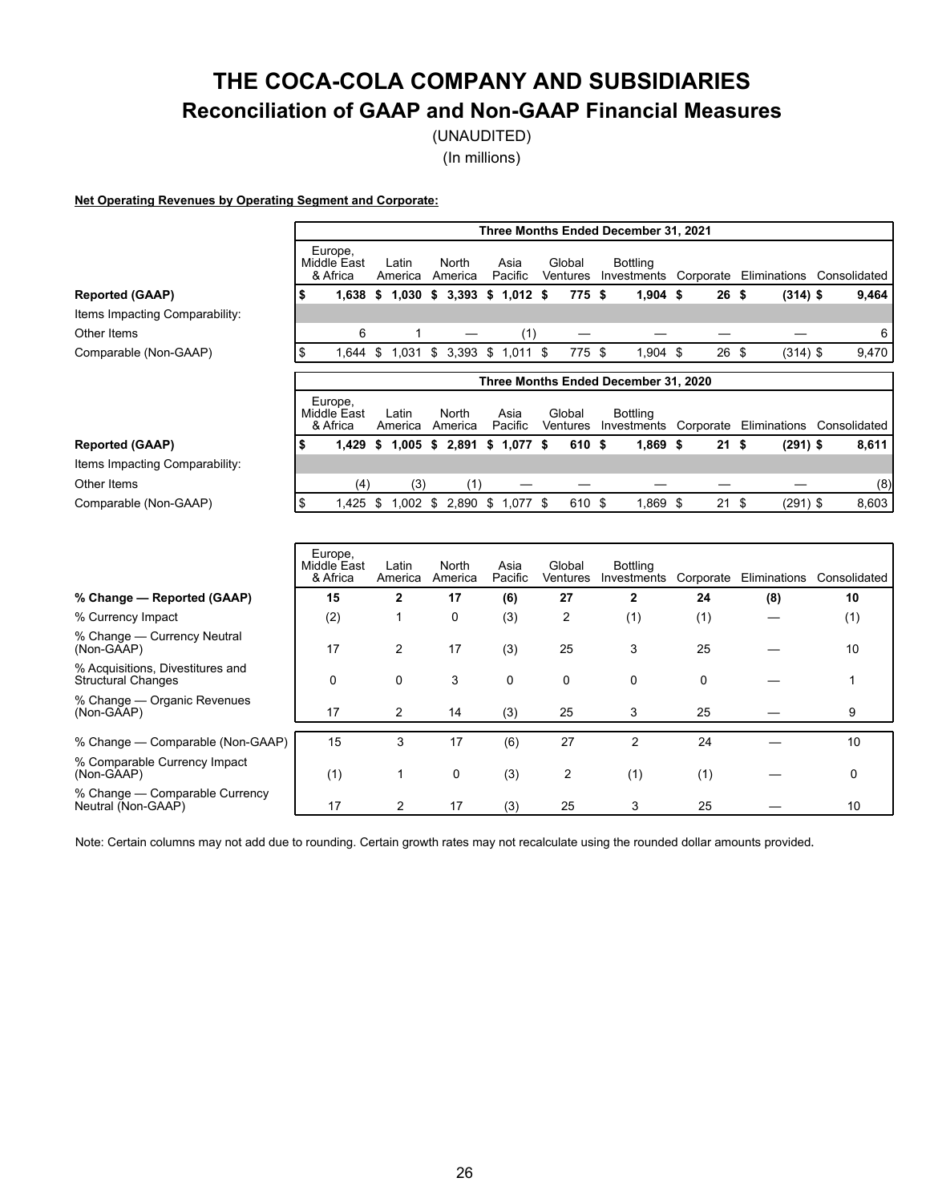# THE COCA-COLA COMPANY AND SUBSIDIARIES

## Reconciliation of GAAP and Non-GAAP Financial Measures

(UNAUDITED)

(In millions)

**Net Operating Revenues by Operating Segment and Corporate:**

| | Three Months Ended December 31, 2021 | | | | | | | | |
|---|---|---|---|---|---|---|---|---|---|
| | Europe, Middle East & Africa | Latin America | North America | Asia Pacific | Global Ventures | Bottling Investments | Corporate | Eliminations | Consolidated |
| **Reported (GAAP)** | **$ 1,638** | **$ 1,030** | **$ 3,393** | **$ 1,012** | **$ 775** | **$ 1,904** | **$ 26** | **$ (314)** | **$ 9,464** |
| Items Impacting Comparability: | | | | | | | | | |
| Other Items | 6 | 1 | — | (1) | — | — | — | — | 6 |
| Comparable (Non-GAAP) | $ 1,644 | $ 1,031 | $ 3,393 | $ 1,011 | $ 775 | $ 1,904 | $ 26 | $ (314) | $ 9,470 |

| | Three Months Ended December 31, 2020 | | | | | | | | |
|---|---|---|---|---|---|---|---|---|---|
| | Europe, Middle East & Africa | Latin America | North America | Asia Pacific | Global Ventures | Bottling Investments | Corporate | Eliminations | Consolidated |
| **Reported (GAAP)** | **$ 1,429** | **$ 1,005** | **$ 2,891** | **$ 1,077** | **$ 610** | **$ 1,869** | **$ 21** | **$ (291)** | **$ 8,611** |
| Items Impacting Comparability: | | | | | | | | | |
| Other Items | (4) | (3) | (1) | — | — | — | — | — | (8) |
| Comparable (Non-GAAP) | $ 1,425 | $ 1,002 | $ 2,890 | $ 1,077 | $ 610 | $ 1,869 | $ 21 | $ (291) | $ 8,603 |

| | Europe, Middle East & Africa | Latin America | North America | Asia Pacific | Global Ventures | Bottling Investments | Corporate | Eliminations | Consolidated |
|---|---|---|---|---|---|---|---|---|---|
| **% Change — Reported (GAAP)** | **15** | **2** | **17** | **(6)** | **27** | **2** | **24** | **(8)** | **10** |
| % Currency Impact | (2) | 1 | 0 | (3) | 2 | (1) | (1) | — | (1) |
| % Change — Currency Neutral (Non-GAAP) | 17 | 2 | 17 | (3) | 25 | 3 | 25 | — | 10 |
| % Acquisitions, Divestitures and Structural Changes | 0 | 0 | 3 | 0 | 0 | 0 | 0 | — | 1 |
| % Change — Organic Revenues (Non-GAAP) | 17 | 2 | 14 | (3) | 25 | 3 | 25 | — | 9 |
| % Change — Comparable (Non-GAAP) | 15 | 3 | 17 | (6) | 27 | 2 | 24 | — | 10 |
| % Comparable Currency Impact (Non-GAAP) | (1) | 1 | 0 | (3) | 2 | (1) | (1) | — | 0 |
| % Change — Comparable Currency Neutral (Non-GAAP) | 17 | 2 | 17 | (3) | 25 | 3 | 25 | — | 10 |

Note: Certain columns may not add due to rounding. Certain growth rates may not recalculate using the rounded dollar amounts provided.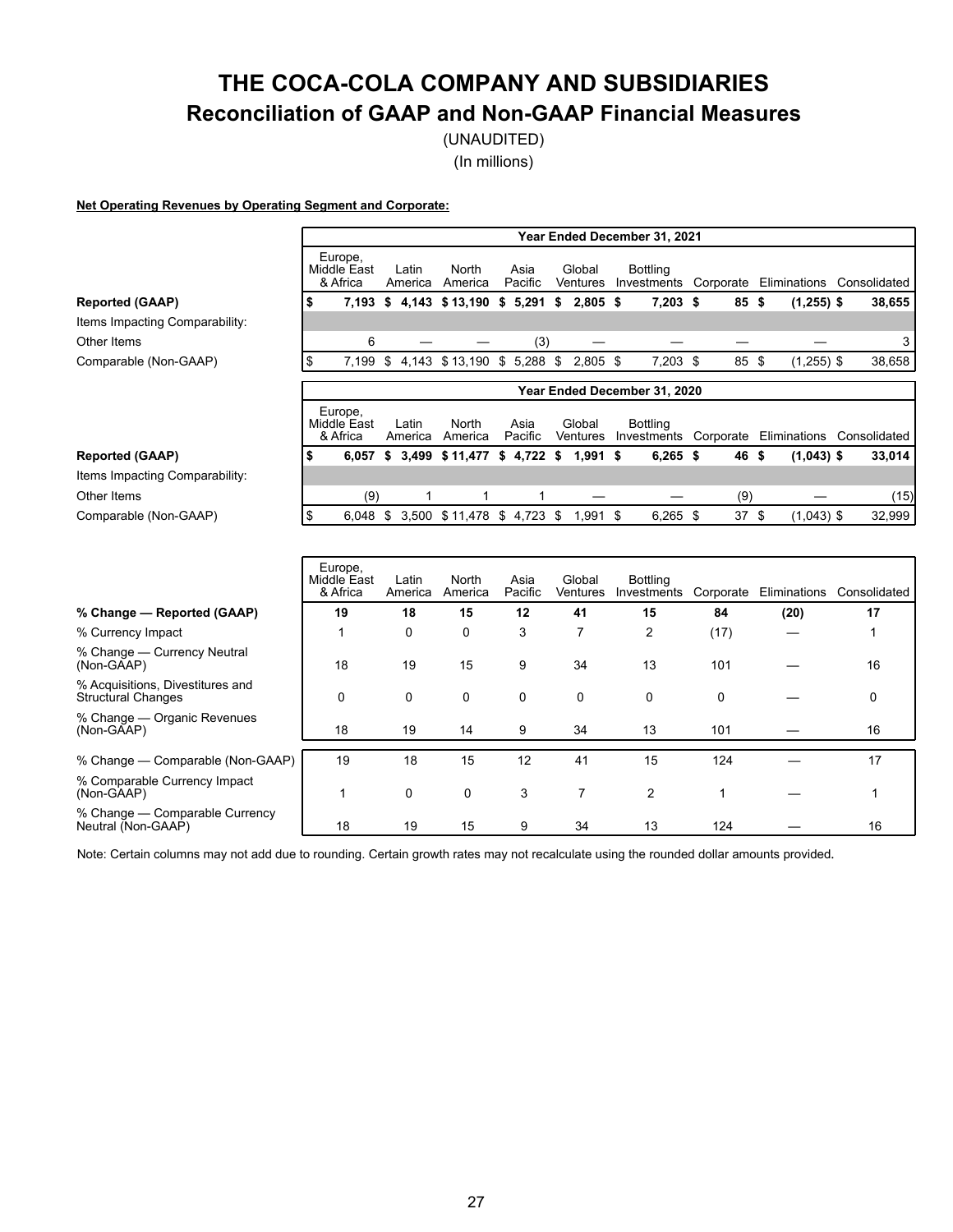# THE COCA-COLA COMPANY AND SUBSIDIARIES

## Reconciliation of GAAP and Non-GAAP Financial Measures

(UNAUDITED)

(In millions)

**Net Operating Revenues by Operating Segment and Corporate:**

| | Year Ended December 31, 2021 | | | | | | | | |
|---|---|---|---|---|---|---|---|---|---|
| | Europe, Middle East & Africa | Latin America | North America | Asia Pacific | Global Ventures | Bottling Investments | Corporate | Eliminations | Consolidated |
| **Reported (GAAP)** | **$ 7,193** | **$ 4,143** | **$ 13,190** | **$ 5,291** | **$ 2,805** | **$ 7,203** | **$ 85** | **$ (1,255)** | **$ 38,655** |
| Items Impacting Comparability: | | | | | | | | | |
| Other Items | 6 | — | — | (3) | — | — | — | — | 3 |
| Comparable (Non-GAAP) | $ 7,199 | $ 4,143 | $ 13,190 | $ 5,288 | $ 2,805 | $ 7,203 | $ 85 | $ (1,255) | $ 38,658 |

| | Year Ended December 31, 2020 | | | | | | | | |
|---|---|---|---|---|---|---|---|---|---|
| | Europe, Middle East & Africa | Latin America | North America | Asia Pacific | Global Ventures | Bottling Investments | Corporate | Eliminations | Consolidated |
| **Reported (GAAP)** | **$ 6,057** | **$ 3,499** | **$ 11,477** | **$ 4,722** | **$ 1,991** | **$ 6,265** | **$ 46** | **$ (1,043)** | **$ 33,014** |
| Items Impacting Comparability: | | | | | | | | | |
| Other Items | (9) | 1 | 1 | 1 | — | — | (9) | — | (15) |
| Comparable (Non-GAAP) | $ 6,048 | $ 3,500 | $ 11,478 | $ 4,723 | $ 1,991 | $ 6,265 | $ 37 | $ (1,043) | $ 32,999 |

| | Europe, Middle East & Africa | Latin America | North America | Asia Pacific | Global Ventures | Bottling Investments | Corporate | Eliminations | Consolidated |
|---|---|---|---|---|---|---|---|---|---|
| **% Change — Reported (GAAP)** | **19** | **18** | **15** | **12** | **41** | **15** | **84** | **(20)** | **17** |
| % Currency Impact | 1 | 0 | 0 | 3 | 7 | 2 | (17) | — | 1 |
| % Change — Currency Neutral (Non-GAAP) | 18 | 19 | 15 | 9 | 34 | 13 | 101 | — | 16 |
| % Acquisitions, Divestitures and Structural Changes | 0 | 0 | 0 | 0 | 0 | 0 | 0 | — | 0 |
| % Change — Organic Revenues (Non-GAAP) | 18 | 19 | 14 | 9 | 34 | 13 | 101 | — | 16 |
| % Change — Comparable (Non-GAAP) | 19 | 18 | 15 | 12 | 41 | 15 | 124 | — | 17 |
| % Comparable Currency Impact (Non-GAAP) | 1 | 0 | 0 | 3 | 7 | 2 | 1 | — | 1 |
| % Change — Comparable Currency Neutral (Non-GAAP) | 18 | 19 | 15 | 9 | 34 | 13 | 124 | — | 16 |

Note: Certain columns may not add due to rounding. Certain growth rates may not recalculate using the rounded dollar amounts provided.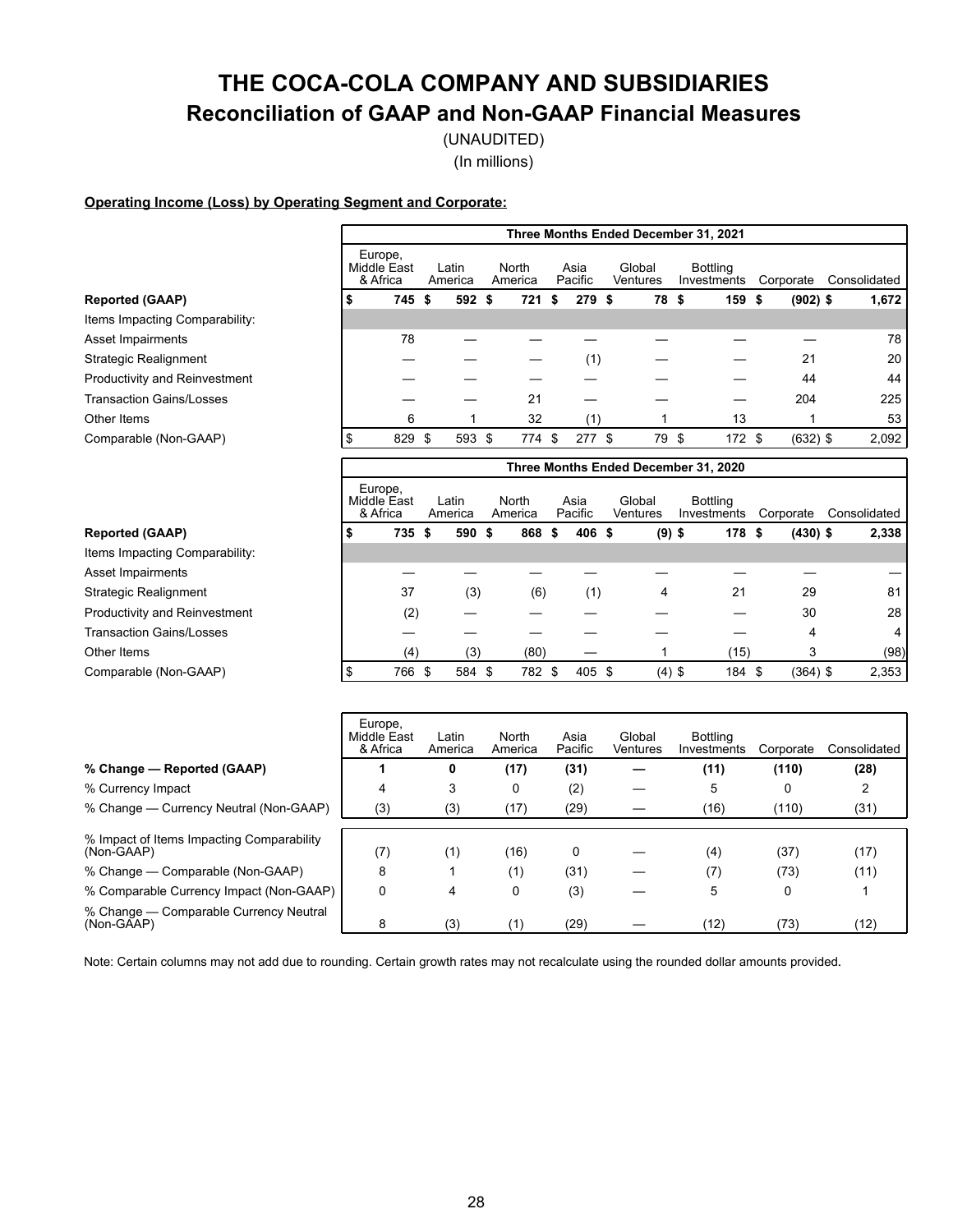# THE COCA-COLA COMPANY AND SUBSIDIARIES

## Reconciliation of GAAP and Non-GAAP Financial Measures

(UNAUDITED)

(In millions)

**Operating Income (Loss) by Operating Segment and Corporate:**

| | Three Months Ended December 31, 2021 | | | | | | | |
|---|---|---|---|---|---|---|---|---|
| | Europe, Middle East & Africa | Latin America | North America | Asia Pacific | Global Ventures | Bottling Investments | Corporate | Consolidated |
| **Reported (GAAP)** | **$ 745** | **$ 592** | **$ 721** | **$ 279** | **$ 78** | **$ 159** | **$ (902)** | **$ 1,672** |
| Items Impacting Comparability: | | | | | | | | |
| Asset Impairments | 78 | — | — | — | — | — | — | 78 |
| Strategic Realignment | — | — | — | (1) | — | — | 21 | 20 |
| Productivity and Reinvestment | — | — | — | — | — | — | 44 | 44 |
| Transaction Gains/Losses | — | — | 21 | — | — | — | 204 | 225 |
| Other Items | 6 | 1 | 32 | (1) | 1 | 13 | 1 | 53 |
| Comparable (Non-GAAP) | $ 829 | $ 593 | $ 774 | $ 277 | $ 79 | $ 172 | $ (632) | $ 2,092 |

| | Three Months Ended December 31, 2020 | | | | | | | |
|---|---|---|---|---|---|---|---|---|
| | Europe, Middle East & Africa | Latin America | North America | Asia Pacific | Global Ventures | Bottling Investments | Corporate | Consolidated |
| **Reported (GAAP)** | **$ 735** | **$ 590** | **$ 868** | **$ 406** | **$ (9)** | **$ 178** | **$ (430)** | **$ 2,338** |
| Items Impacting Comparability: | | | | | | | | |
| Asset Impairments | — | — | — | — | — | — | — | — |
| Strategic Realignment | 37 | (3) | (6) | (1) | 4 | 21 | 29 | 81 |
| Productivity and Reinvestment | (2) | — | — | — | — | — | 30 | 28 |
| Transaction Gains/Losses | — | — | — | — | — | — | 4 | 4 |
| Other Items | (4) | (3) | (80) | — | 1 | (15) | 3 | (98) |
| Comparable (Non-GAAP) | $ 766 | $ 584 | $ 782 | $ 405 | $ (4) | $ 184 | $ (364) | $ 2,353 |

| | Europe, Middle East & Africa | Latin America | North America | Asia Pacific | Global Ventures | Bottling Investments | Corporate | Consolidated |
|---|---|---|---|---|---|---|---|---|
| **% Change — Reported (GAAP)** | **1** | **0** | **(17)** | **(31)** | **—** | **(11)** | **(110)** | **(28)** |
| % Currency Impact | 4 | 3 | 0 | (2) | — | 5 | 0 | 2 |
| % Change — Currency Neutral (Non-GAAP) | (3) | (3) | (17) | (29) | — | (16) | (110) | (31) |
| % Impact of Items Impacting Comparability (Non-GAAP) | (7) | (1) | (16) | 0 | — | (4) | (37) | (17) |
| % Change — Comparable (Non-GAAP) | 8 | 1 | (1) | (31) | — | (7) | (73) | (11) |
| % Comparable Currency Impact (Non-GAAP) | 0 | 4 | 0 | (3) | — | 5 | 0 | 1 |
| % Change — Comparable Currency Neutral (Non-GAAP) | 8 | (3) | (1) | (29) | — | (12) | (73) | (12) |

Note: Certain columns may not add due to rounding. Certain growth rates may not recalculate using the rounded dollar amounts provided.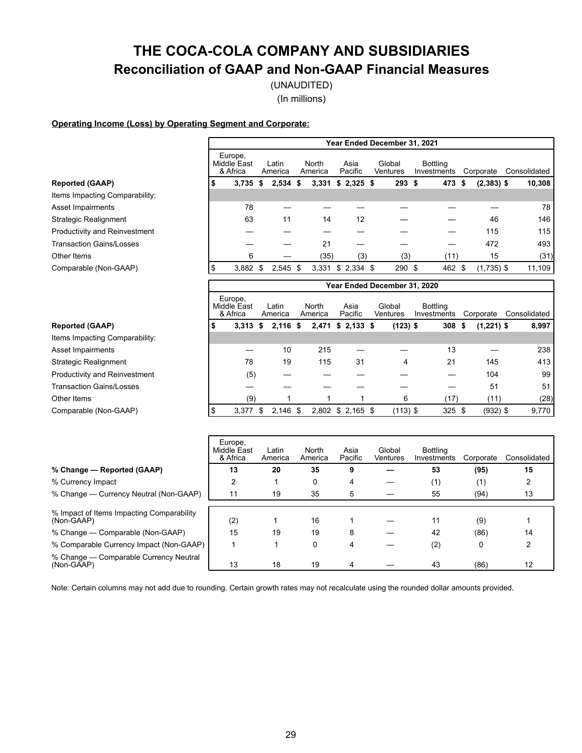# THE COCA-COLA COMPANY AND SUBSIDIARIES

## Reconciliation of GAAP and Non-GAAP Financial Measures

(UNAUDITED)

(In millions)

**Operating Income (Loss) by Operating Segment and Corporate:**

| | Year Ended December 31, 2021 | | | | | | | |
|---|---|---|---|---|---|---|---|---|
| | Europe, Middle East & Africa | Latin America | North America | Asia Pacific | Global Ventures | Bottling Investments | Corporate | Consolidated |
| **Reported (GAAP)** | **$ 3,735** | **$ 2,534** | **$ 3,331** | **$ 2,325** | **$ 293** | **$ 473** | **$ (2,383)** | **$ 10,308** |
| Items Impacting Comparability: | | | | | | | | |
| Asset Impairments | 78 | — | — | — | — | — | — | 78 |
| Strategic Realignment | 63 | 11 | 14 | 12 | — | — | 46 | 146 |
| Productivity and Reinvestment | — | — | — | — | — | — | 115 | 115 |
| Transaction Gains/Losses | — | — | 21 | — | — | — | 472 | 493 |
| Other Items | 6 | — | (35) | (3) | (3) | (11) | 15 | (31) |
| Comparable (Non-GAAP) | $ 3,882 | $ 2,545 | $ 3,331 | $ 2,334 | $ 290 | $ 462 | $ (1,735) | $ 11,109 |

| | Year Ended December 31, 2020 | | | | | | | |
|---|---|---|---|---|---|---|---|---|
| | Europe, Middle East & Africa | Latin America | North America | Asia Pacific | Global Ventures | Bottling Investments | Corporate | Consolidated |
| **Reported (GAAP)** | **$ 3,313** | **$ 2,116** | **$ 2,471** | **$ 2,133** | **$ (123)** | **$ 308** | **$ (1,221)** | **$ 8,997** |
| Items Impacting Comparability: | | | | | | | | |
| Asset Impairments | — | 10 | 215 | — | — | 13 | — | 238 |
| Strategic Realignment | 78 | 19 | 115 | 31 | 4 | 21 | 145 | 413 |
| Productivity and Reinvestment | (5) | — | — | — | — | — | 104 | 99 |
| Transaction Gains/Losses | — | — | — | — | — | — | 51 | 51 |
| Other Items | (9) | 1 | 1 | 1 | 6 | (17) | (11) | (28) |
| Comparable (Non-GAAP) | $ 3,377 | $ 2,146 | $ 2,802 | $ 2,165 | $ (113) | $ 325 | $ (932) | $ 9,770 |

| | Europe, Middle East & Africa | Latin America | North America | Asia Pacific | Global Ventures | Bottling Investments | Corporate | Consolidated |
|---|---|---|---|---|---|---|---|---|
| **% Change — Reported (GAAP)** | **13** | **20** | **35** | **9** | **—** | **53** | **(95)** | **15** |
| % Currency Impact | 2 | 1 | 0 | 4 | — | (1) | (1) | 2 |
| % Change — Currency Neutral (Non-GAAP) | 11 | 19 | 35 | 5 | — | 55 | (94) | 13 |
| % Impact of Items Impacting Comparability (Non-GAAP) | (2) | 1 | 16 | 1 | — | 11 | (9) | 1 |
| % Change — Comparable (Non-GAAP) | 15 | 19 | 19 | 8 | — | 42 | (86) | 14 |
| % Comparable Currency Impact (Non-GAAP) | 1 | 1 | 0 | 4 | — | (2) | 0 | 2 |
| % Change — Comparable Currency Neutral (Non-GAAP) | 13 | 18 | 19 | 4 | — | 43 | (86) | 12 |

Note: Certain columns may not add due to rounding. Certain growth rates may not recalculate using the rounded dollar amounts provided.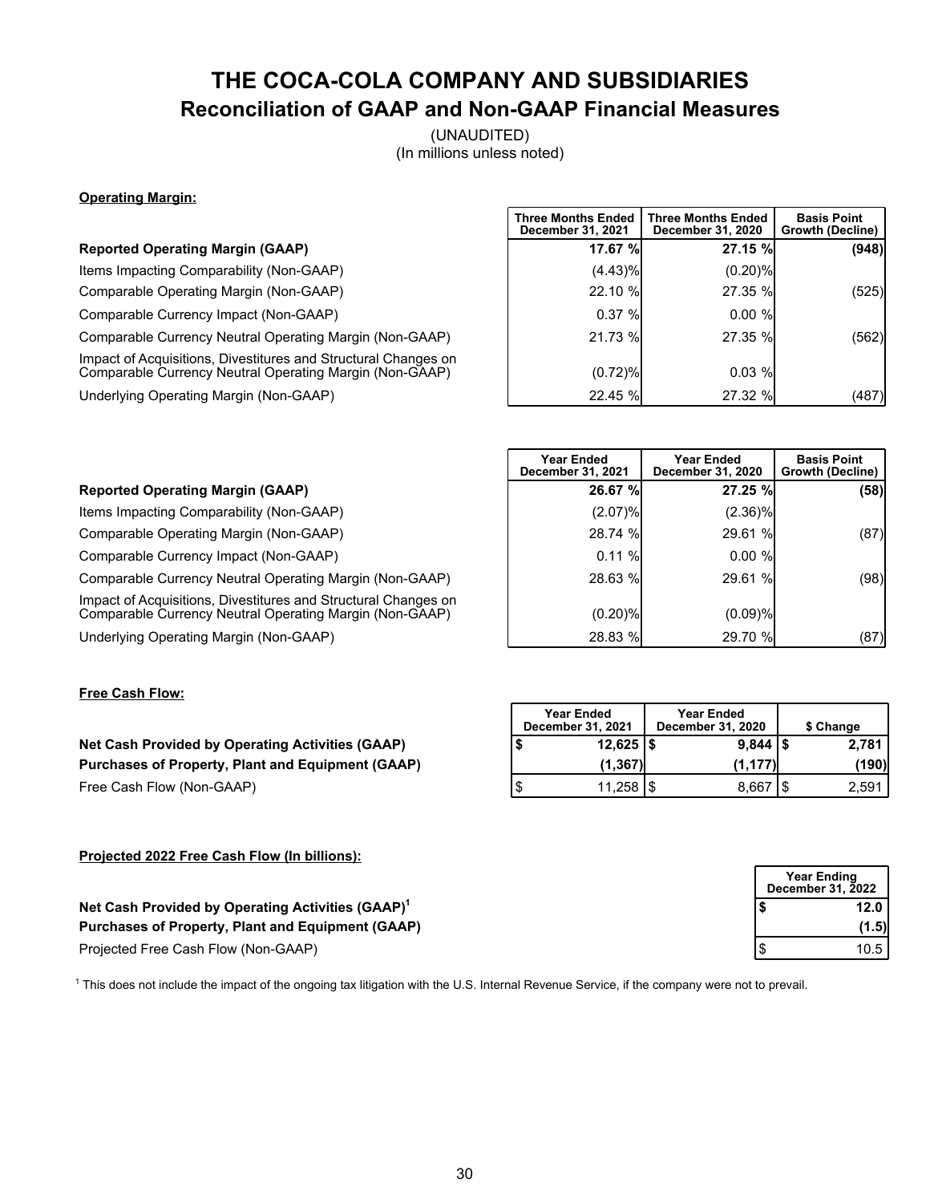# THE COCA-COLA COMPANY AND SUBSIDIARIES

## Reconciliation of GAAP and Non-GAAP Financial Measures

(UNAUDITED)
(In millions unless noted)

**Operating Margin:**

| | Three Months Ended December 31, 2021 | Three Months Ended December 31, 2020 | Basis Point Growth (Decline) |
|---|---|---|---|
| **Reported Operating Margin (GAAP)** | **17.67 %** | **27.15 %** | **(948)** |
| Items Impacting Comparability (Non-GAAP) | (4.43)% | (0.20)% | |
| Comparable Operating Margin (Non-GAAP) | 22.10 % | 27.35 % | (525) |
| Comparable Currency Impact (Non-GAAP) | 0.37 % | 0.00 % | |
| Comparable Currency Neutral Operating Margin (Non-GAAP) | 21.73 % | 27.35 % | (562) |
| Impact of Acquisitions, Divestitures and Structural Changes on Comparable Currency Neutral Operating Margin (Non-GAAP) | (0.72)% | 0.03 % | |
| Underlying Operating Margin (Non-GAAP) | 22.45 % | 27.32 % | (487) |

| | Year Ended December 31, 2021 | Year Ended December 31, 2020 | Basis Point Growth (Decline) |
|---|---|---|---|
| **Reported Operating Margin (GAAP)** | **26.67 %** | **27.25 %** | **(58)** |
| Items Impacting Comparability (Non-GAAP) | (2.07)% | (2.36)% | |
| Comparable Operating Margin (Non-GAAP) | 28.74 % | 29.61 % | (87) |
| Comparable Currency Impact (Non-GAAP) | 0.11 % | 0.00 % | |
| Comparable Currency Neutral Operating Margin (Non-GAAP) | 28.63 % | 29.61 % | (98) |
| Impact of Acquisitions, Divestitures and Structural Changes on Comparable Currency Neutral Operating Margin (Non-GAAP) | (0.20)% | (0.09)% | |
| Underlying Operating Margin (Non-GAAP) | 28.83 % | 29.70 % | (87) |

**Free Cash Flow:**

| | Year Ended December 31, 2021 | Year Ended December 31, 2020 | $ Change |
|---|---|---|---|
| **Net Cash Provided by Operating Activities (GAAP)** | **$ 12,625** | **$ 9,844** | **$ 2,781** |
| **Purchases of Property, Plant and Equipment (GAAP)** | **(1,367)** | **(1,177)** | **(190)** |
| Free Cash Flow (Non-GAAP) | $ 11,258 | $ 8,667 | $ 2,591 |

**Projected 2022 Free Cash Flow (In billions):**

| | Year Ending December 31, 2022 |
|---|---|
| **Net Cash Provided by Operating Activities (GAAP)**[1] | **$ 12.0** |
| **Purchases of Property, Plant and Equipment (GAAP)** | **(1.5)** |
| Projected Free Cash Flow (Non-GAAP) | $ 10.5 |

[1] This does not include the impact of the ongoing tax litigation with the U.S. Internal Revenue Service, if the company were not to prevail.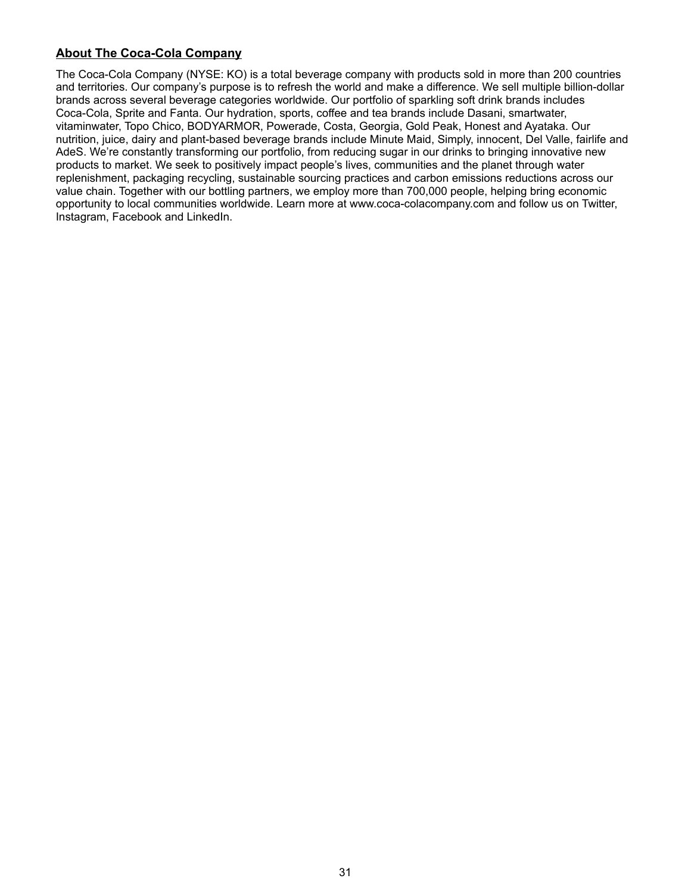## About The Coca-Cola Company

The Coca-Cola Company (NYSE: KO) is a total beverage company with products sold in more than 200 countries and territories. Our company's purpose is to refresh the world and make a difference. We sell multiple billion-dollar brands across several beverage categories worldwide. Our portfolio of sparkling soft drink brands includes Coca-Cola, Sprite and Fanta. Our hydration, sports, coffee and tea brands include Dasani, smartwater, vitaminwater, Topo Chico, BODYARMOR, Powerade, Costa, Georgia, Gold Peak, Honest and Ayataka. Our nutrition, juice, dairy and plant-based beverage brands include Minute Maid, Simply, innocent, Del Valle, fairlife and AdeS. We're constantly transforming our portfolio, from reducing sugar in our drinks to bringing innovative new products to market. We seek to positively impact people's lives, communities and the planet through water replenishment, packaging recycling, sustainable sourcing practices and carbon emissions reductions across our value chain. Together with our bottling partners, we employ more than 700,000 people, helping bring economic opportunity to local communities worldwide. Learn more at www.coca-colacompany.com and follow us on Twitter, Instagram, Facebook and LinkedIn.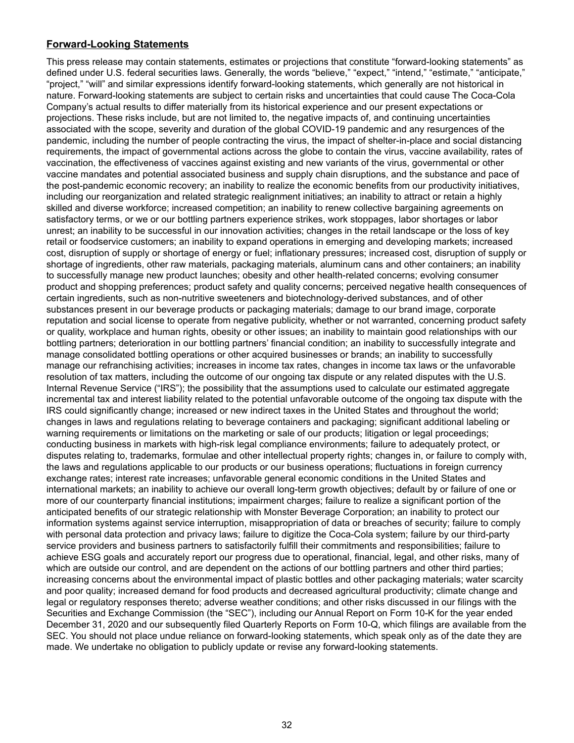## Forward-Looking Statements

This press release may contain statements, estimates or projections that constitute "forward-looking statements" as defined under U.S. federal securities laws. Generally, the words "believe," "expect," "intend," "estimate," "anticipate," "project," "will" and similar expressions identify forward-looking statements, which generally are not historical in nature. Forward-looking statements are subject to certain risks and uncertainties that could cause The Coca-Cola Company's actual results to differ materially from its historical experience and our present expectations or projections. These risks include, but are not limited to, the negative impacts of, and continuing uncertainties associated with the scope, severity and duration of the global COVID-19 pandemic and any resurgences of the pandemic, including the number of people contracting the virus, the impact of shelter-in-place and social distancing requirements, the impact of governmental actions across the globe to contain the virus, vaccine availability, rates of vaccination, the effectiveness of vaccines against existing and new variants of the virus, governmental or other vaccine mandates and potential associated business and supply chain disruptions, and the substance and pace of the post-pandemic economic recovery; an inability to realize the economic benefits from our productivity initiatives, including our reorganization and related strategic realignment initiatives; an inability to attract or retain a highly skilled and diverse workforce; increased competition; an inability to renew collective bargaining agreements on satisfactory terms, or we or our bottling partners experience strikes, work stoppages, labor shortages or labor unrest; an inability to be successful in our innovation activities; changes in the retail landscape or the loss of key retail or foodservice customers; an inability to expand operations in emerging and developing markets; increased cost, disruption of supply or shortage of energy or fuel; inflationary pressures; increased cost, disruption of supply or shortage of ingredients, other raw materials, packaging materials, aluminum cans and other containers; an inability to successfully manage new product launches; obesity and other health-related concerns; evolving consumer product and shopping preferences; product safety and quality concerns; perceived negative health consequences of certain ingredients, such as non-nutritive sweeteners and biotechnology-derived substances, and of other substances present in our beverage products or packaging materials; damage to our brand image, corporate reputation and social license to operate from negative publicity, whether or not warranted, concerning product safety or quality, workplace and human rights, obesity or other issues; an inability to maintain good relationships with our bottling partners; deterioration in our bottling partners' financial condition; an inability to successfully integrate and manage consolidated bottling operations or other acquired businesses or brands; an inability to successfully manage our refranchising activities; increases in income tax rates, changes in income tax laws or the unfavorable resolution of tax matters, including the outcome of our ongoing tax dispute or any related disputes with the U.S. Internal Revenue Service ("IRS"); the possibility that the assumptions used to calculate our estimated aggregate incremental tax and interest liability related to the potential unfavorable outcome of the ongoing tax dispute with the IRS could significantly change; increased or new indirect taxes in the United States and throughout the world; changes in laws and regulations relating to beverage containers and packaging; significant additional labeling or warning requirements or limitations on the marketing or sale of our products; litigation or legal proceedings; conducting business in markets with high-risk legal compliance environments; failure to adequately protect, or disputes relating to, trademarks, formulae and other intellectual property rights; changes in, or failure to comply with, the laws and regulations applicable to our products or our business operations; fluctuations in foreign currency exchange rates; interest rate increases; unfavorable general economic conditions in the United States and international markets; an inability to achieve our overall long-term growth objectives; default by or failure of one or more of our counterparty financial institutions; impairment charges; failure to realize a significant portion of the anticipated benefits of our strategic relationship with Monster Beverage Corporation; an inability to protect our information systems against service interruption, misappropriation of data or breaches of security; failure to comply with personal data protection and privacy laws; failure to digitize the Coca-Cola system; failure by our third-party service providers and business partners to satisfactorily fulfill their commitments and responsibilities; failure to achieve ESG goals and accurately report our progress due to operational, financial, legal, and other risks, many of which are outside our control, and are dependent on the actions of our bottling partners and other third parties; increasing concerns about the environmental impact of plastic bottles and other packaging materials; water scarcity and poor quality; increased demand for food products and decreased agricultural productivity; climate change and legal or regulatory responses thereto; adverse weather conditions; and other risks discussed in our filings with the Securities and Exchange Commission (the "SEC"), including our Annual Report on Form 10-K for the year ended December 31, 2020 and our subsequently filed Quarterly Reports on Form 10-Q, which filings are available from the SEC. You should not place undue reliance on forward-looking statements, which speak only as of the date they are made. We undertake no obligation to publicly update or revise any forward-looking statements.